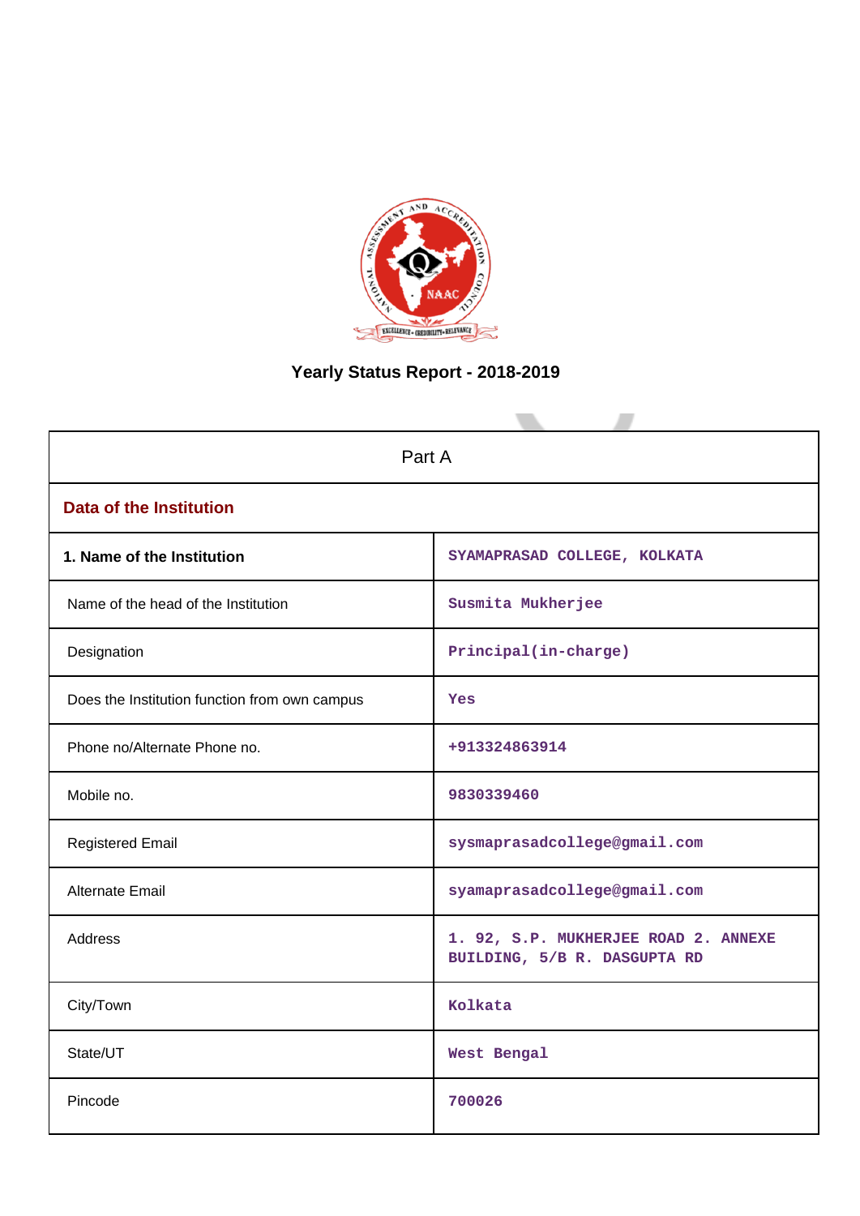# Yearly Status Report - 2018-2019

| Part A | |
|---|---|
| **Data of the Institution** | |
| **1. Name of the Institution** | SYAMAPRASAD COLLEGE, KOLKATA |
| Name of the head of the Institution | Susmita Mukherjee |
| Designation | Principal(in-charge) |
| Does the Institution function from own campus | Yes |
| Phone no/Alternate Phone no. | +913324863914 |
| Mobile no. | 9830339460 |
| Registered Email | sysmaprasadcollege@gmail.com |
| Alternate Email | syamaprasadcollege@gmail.com |
| Address | 1. 92, S.P. MUKHERJEE ROAD 2. ANNEXE BUILDING, 5/B R. DASGUPTA RD |
| City/Town | Kolkata |
| State/UT | West Bengal |
| Pincode | 700026 |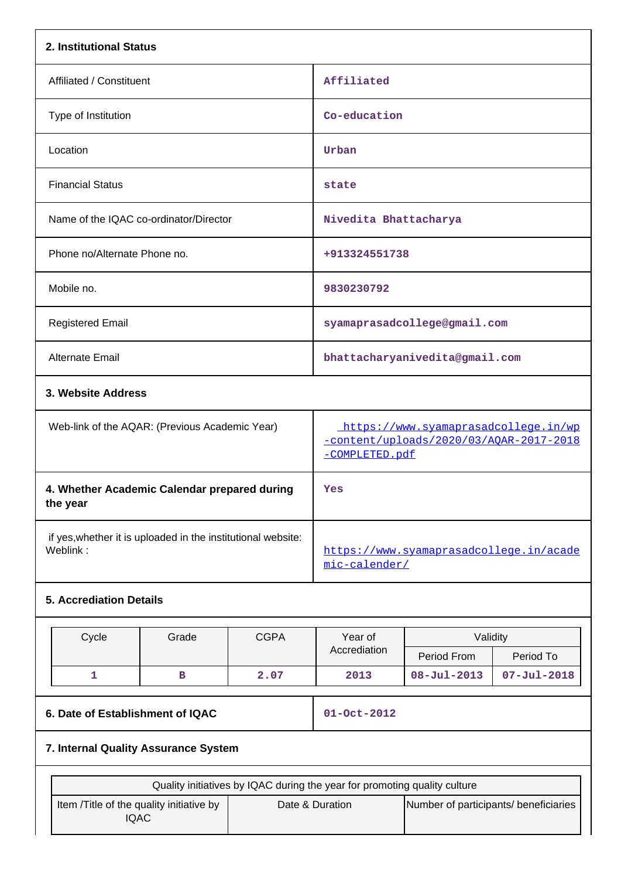## 2. Institutional Status

| | |
|---|---|
| Affiliated / Constituent | Affiliated |
| Type of Institution | Co-education |
| Location | Urban |
| Financial Status | state |
| Name of the IQAC co-ordinator/Director | Nivedita Bhattacharya |
| Phone no/Alternate Phone no. | +913324551738 |
| Mobile no. | 9830230792 |
| Registered Email | syamaprasadcollege@gmail.com |
| Alternate Email | bhattacharyanivedita@gmail.com |

## 3. Website Address

| | |
|---|---|
| Web-link of the AQAR: (Previous Academic Year) | https://www.syamaprasadcollege.in/wp-content/uploads/2020/03/AQAR-2017-2018-COMPLETED.pdf |
| **4. Whether Academic Calendar prepared during the year** | Yes |
| if yes,whether it is uploaded in the institutional website: Weblink : | https://www.syamaprasadcollege.in/academic-calender/ |

## 5. Accrediation Details

| Cycle | Grade | CGPA | Year of Accrediation | Validity | |
|---|---|---|---|---|---|
| | | | | Period From | Period To |
| 1 | B | 2.07 | 2013 | 08-Jul-2013 | 07-Jul-2018 |

| | |
|---|---|
| **6. Date of Establishment of IQAC** | 01-Oct-2012 |

## 7. Internal Quality Assurance System

| Quality initiatives by IQAC during the year for promoting quality culture | | |
|---|---|---|
| Item /Title of the quality initiative by IQAC | Date & Duration | Number of participants/ beneficiaries |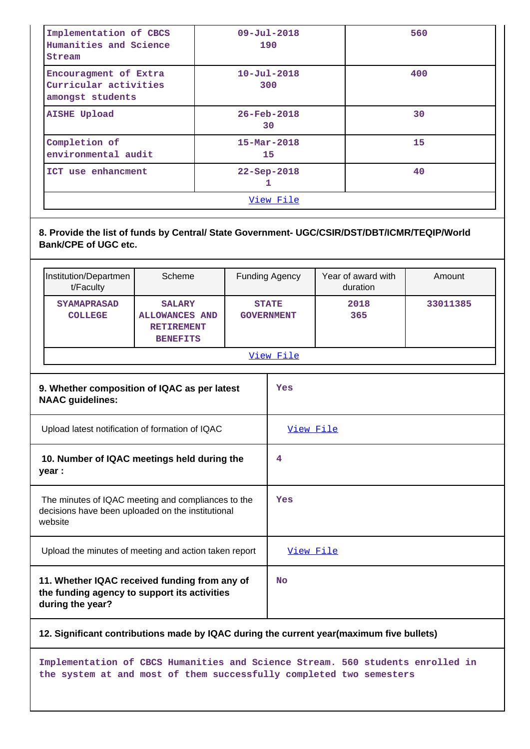| | | |
|---|---|---|
| Implementation of CBCS Humanities and Science Stream | 09-Jul-2018 190 | 560 |
| Encouragment of Extra Curricular activities amongst students | 10-Jul-2018 300 | 400 |
| AISHE Upload | 26-Feb-2018 30 | 30 |
| Completion of environmental audit | 15-Mar-2018 15 | 15 |
| ICT use enhancment | 22-Sep-2018 1 | 40 |
| View File | | |

**8. Provide the list of funds by Central/ State Government- UGC/CSIR/DST/DBT/ICMR/TEQIP/World Bank/CPE of UGC etc.**

| Institution/Department/Faculty | Scheme | Funding Agency | Year of award with duration | Amount |
|---|---|---|---|---|
| SYAMAPRASAD COLLEGE | SALARY ALLOWANCES AND RETIREMENT BENEFITS | STATE GOVERNMENT | 2018 365 | 33011385 |
| View File | | | | |

| | |
|---|---|
| **9. Whether composition of IQAC as per latest NAAC guidelines:** | Yes |
| Upload latest notification of formation of IQAC | View File |
| **10. Number of IQAC meetings held during the year :** | 4 |
| The minutes of IQAC meeting and compliances to the decisions have been uploaded on the institutional website | Yes |
| Upload the minutes of meeting and action taken report | View File |
| **11. Whether IQAC received funding from any of the funding agency to support its activities during the year?** | No |

**12. Significant contributions made by IQAC during the current year(maximum five bullets)**

Implementation of CBCS Humanities and Science Stream. 560 students enrolled in the system at and most of them successfully completed two semesters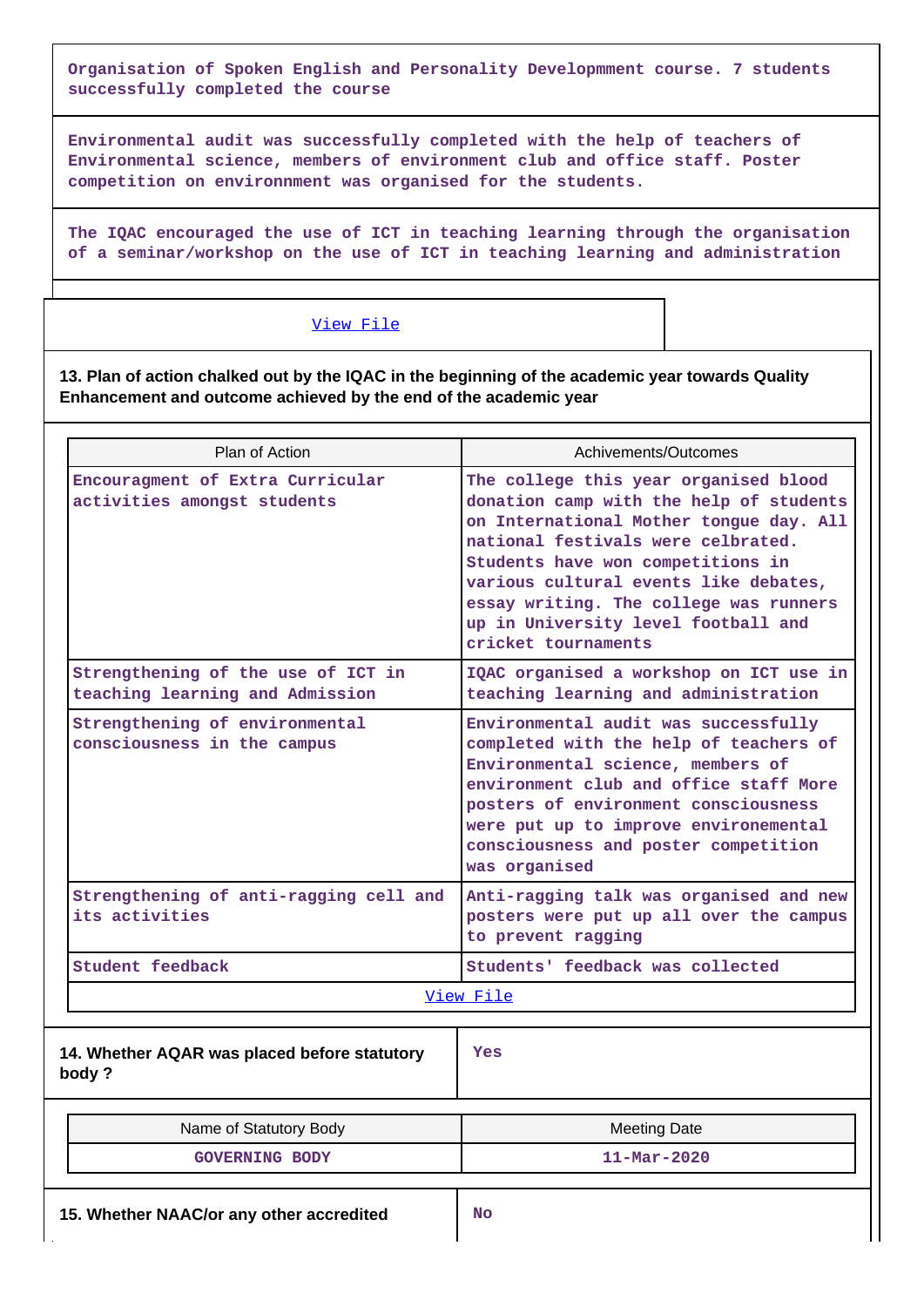Organisation of Spoken English and Personality Developmment course. 7 students successfully completed the course

Environmental audit was successfully completed with the help of teachers of Environmental science, members of environment club and office staff. Poster competition on environnment was organised for the students.

The IQAC encouraged the use of ICT in teaching learning through the organisation of a seminar/workshop on the use of ICT in teaching learning and administration

View File

**13. Plan of action chalked out by the IQAC in the beginning of the academic year towards Quality Enhancement and outcome achieved by the end of the academic year**

| Plan of Action | Achivements/Outcomes |
|---|---|
| Encouragment of Extra Curricular activities amongst students | The college this year organised blood donation camp with the help of students on International Mother tongue day. All national festivals were celbrated. Students have won competitions in various cultural events like debates, essay writing. The college was runners up in University level football and cricket tournaments |
| Strengthening of the use of ICT in teaching learning and Admission | IQAC organised a workshop on ICT use in teaching learning and administration |
| Strengthening of environmental consciousness in the campus | Environmental audit was successfully completed with the help of teachers of Environmental science, members of environment club and office staff More posters of environment consciousness were put up to improve environemental consciousness and poster competition was organised |
| Strengthening of anti-ragging cell and its activities | Anti-ragging talk was organised and new posters were put up all over the campus to prevent ragging |
| Student feedback | Students' feedback was collected |
| View File | |

**14. Whether AQAR was placed before statutory body ?** Yes

| Name of Statutory Body | Meeting Date |
|---|---|
| GOVERNING BODY | 11-Mar-2020 |

**15. Whether NAAC/or any other accredited** No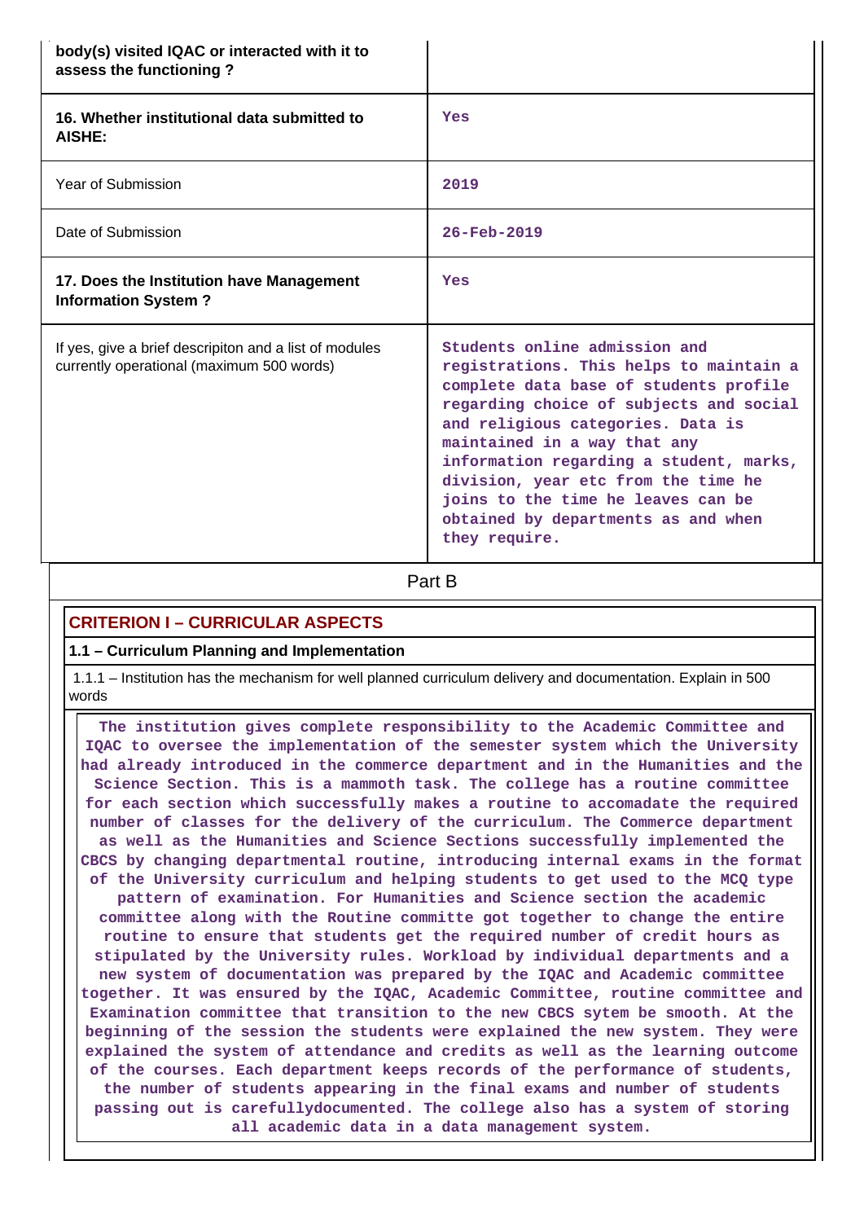| body(s) visited IQAC or interacted with it to assess the functioning ? | |
|---|---|
| **16. Whether institutional data submitted to AISHE:** | Yes |
| Year of Submission | 2019 |
| Date of Submission | 26-Feb-2019 |
| **17. Does the Institution have Management Information System ?** | Yes |
| If yes, give a brief descripiton and a list of modules currently operational (maximum 500 words) | Students online admission and registrations. This helps to maintain a complete data base of students profile regarding choice of subjects and social and religious categories. Data is maintained in a way that any information regarding a student, marks, division, year etc from the time he joins to the time he leaves can be obtained by departments as and when they require. |

## Part B

### CRITERION I – CURRICULAR ASPECTS

**1.1 – Curriculum Planning and Implementation**

1.1.1 – Institution has the mechanism for well planned curriculum delivery and documentation. Explain in 500 words

The institution gives complete responsibility to the Academic Committee and IQAC to oversee the implementation of the semester system which the University had already introduced in the commerce department and in the Humanities and the Science Section. This is a mammoth task. The college has a routine committee for each section which successfully makes a routine to accomadate the required number of classes for the delivery of the curriculum. The Commerce department as well as the Humanities and Science Sections successfully implemented the CBCS by changing departmental routine, introducing internal exams in the format of the University curriculum and helping students to get used to the MCQ type pattern of examination. For Humanities and Science section the academic committee along with the Routine committe got together to change the entire routine to ensure that students get the required number of credit hours as stipulated by the University rules. Workload by individual departments and a new system of documentation was prepared by the IQAC and Academic committee together. It was ensured by the IQAC, Academic Committee, routine committee and Examination committee that transition to the new CBCS sytem be smooth. At the beginning of the session the students were explained the new system. They were explained the system of attendance and credits as well as the learning outcome of the courses. Each department keeps records of the performance of students, the number of students appearing in the final exams and number of students passing out is carefullydocumented. The college also has a system of storing all academic data in a data management system.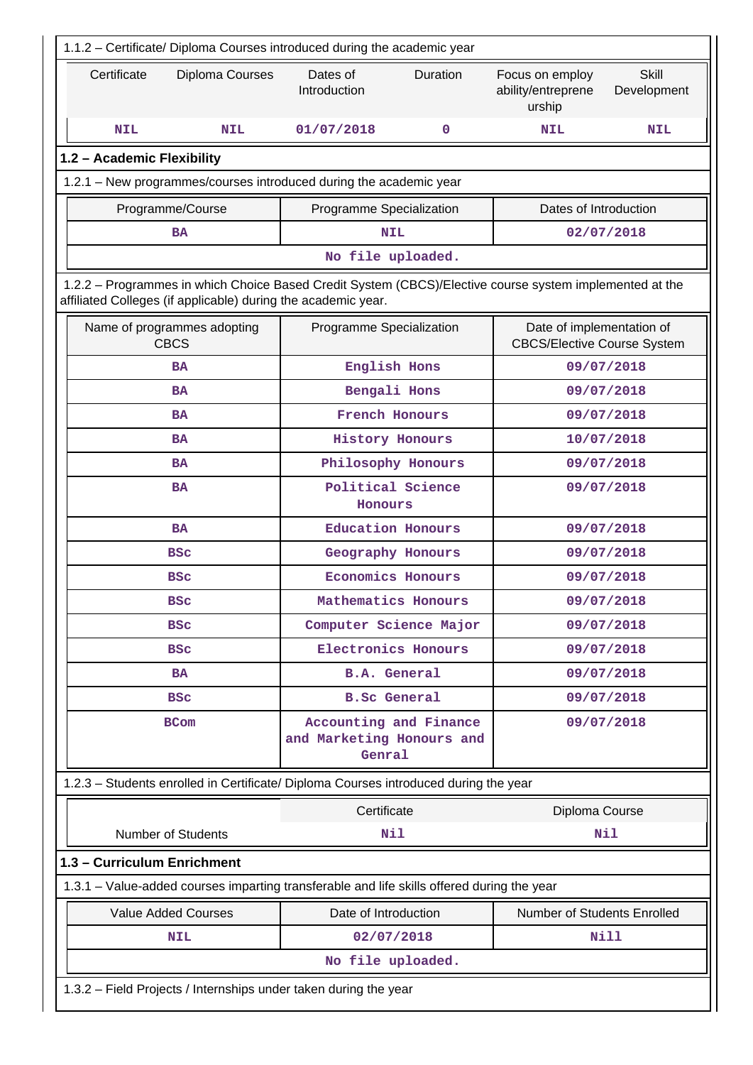1.1.2 – Certificate/ Diploma Courses introduced during the academic year

| Certificate | Diploma Courses | Dates of Introduction | Duration | Focus on employ ability/entrepreneurship | Skill Development |
|---|---|---|---|---|---|
| NIL | NIL | 01/07/2018 | 0 | NIL | NIL |

**1.2 – Academic Flexibility**

1.2.1 – New programmes/courses introduced during the academic year

| Programme/Course | Programme Specialization | Dates of Introduction |
|---|---|---|
| BA | NIL | 02/07/2018 |
| No file uploaded. | | |

1.2.2 – Programmes in which Choice Based Credit System (CBCS)/Elective course system implemented at the affiliated Colleges (if applicable) during the academic year.

| Name of programmes adopting CBCS | Programme Specialization | Date of implementation of CBCS/Elective Course System |
|---|---|---|
| BA | English Hons | 09/07/2018 |
| BA | Bengali Hons | 09/07/2018 |
| BA | French Honours | 09/07/2018 |
| BA | History Honours | 10/07/2018 |
| BA | Philosophy Honours | 09/07/2018 |
| BA | Political Science Honours | 09/07/2018 |
| BA | Education Honours | 09/07/2018 |
| BSc | Geography Honours | 09/07/2018 |
| BSc | Economics Honours | 09/07/2018 |
| BSc | Mathematics Honours | 09/07/2018 |
| BSc | Computer Science Major | 09/07/2018 |
| BSc | Electronics Honours | 09/07/2018 |
| BA | B.A. General | 09/07/2018 |
| BSc | B.Sc General | 09/07/2018 |
| BCom | Accounting and Finance and Marketing Honours and Genral | 09/07/2018 |

1.2.3 – Students enrolled in Certificate/ Diploma Courses introduced during the year

| | Certificate | Diploma Course |
|---|---|---|
| Number of Students | Nil | Nil |

**1.3 – Curriculum Enrichment**

1.3.1 – Value-added courses imparting transferable and life skills offered during the year

| Value Added Courses | Date of Introduction | Number of Students Enrolled |
|---|---|---|
| NIL | 02/07/2018 | Nill |
| No file uploaded. | | |

1.3.2 – Field Projects / Internships under taken during the year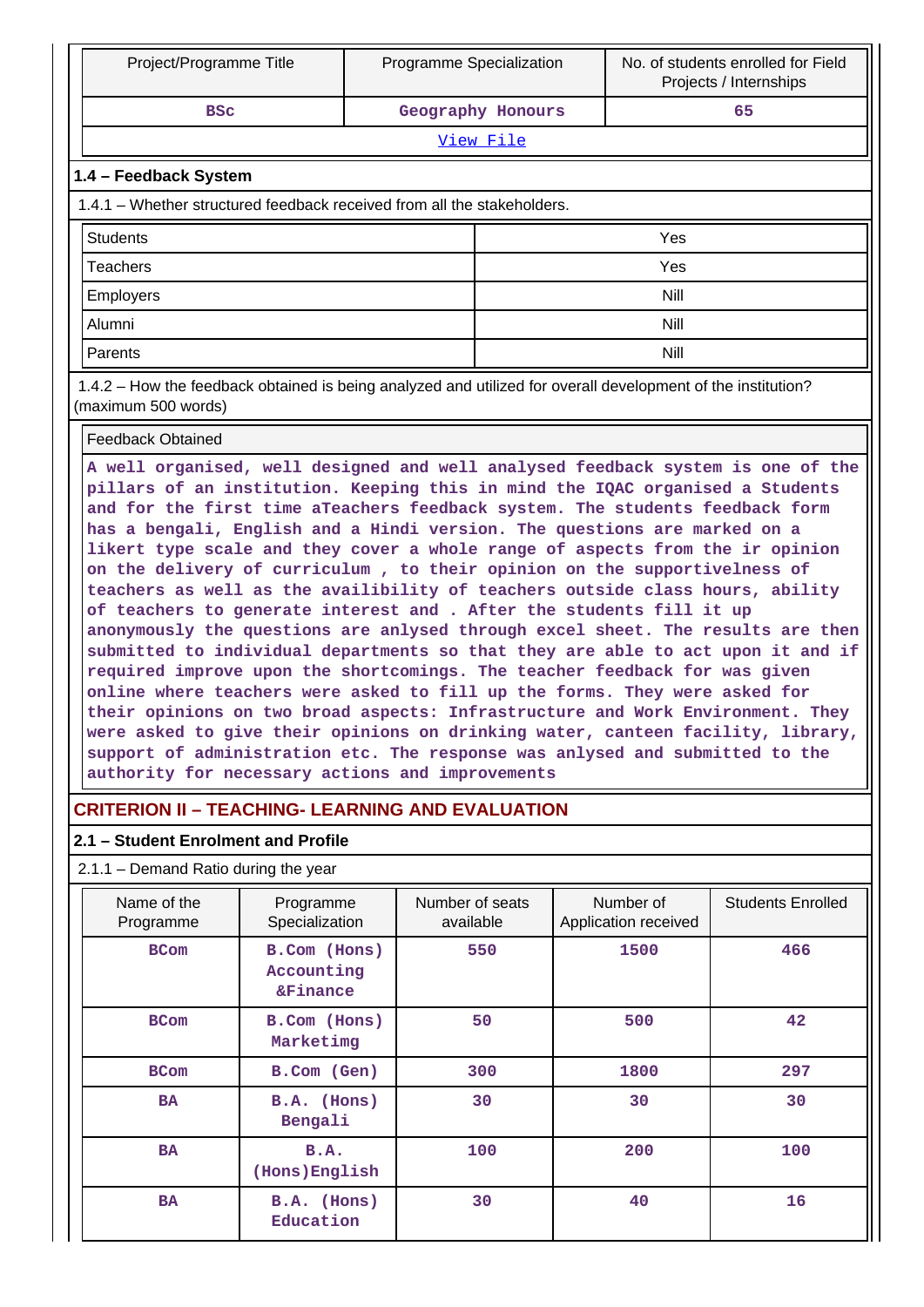| Project/Programme Title | Programme Specialization | No. of students enrolled for Field Projects / Internships |
|---|---|---|
| BSc | Geography Honours | 65 |
| View File | | |

### 1.4 – Feedback System

1.4.1 – Whether structured feedback received from all the stakeholders.

| | |
|---|---|
| Students | Yes |
| Teachers | Yes |
| Employers | Nill |
| Alumni | Nill |
| Parents | Nill |

1.4.2 – How the feedback obtained is being analyzed and utilized for overall development of the institution? (maximum 500 words)

| Feedback Obtained |
|---|
| A well organised, well designed and well analysed feedback system is one of the pillars of an institution. Keeping this in mind the IQAC organised a Students and for the first time aTeachers feedback system. The students feedback form has a bengali, English and a Hindi version. The questions are marked on a likert type scale and they cover a whole range of aspects from the ir opinion on the delivery of curriculum , to their opinion on the supportivelness of teachers as well as the availibility of teachers outside class hours, ability of teachers to generate interest and . After the students fill it up anonymously the questions are anlysed through excel sheet. The results are then submitted to individual departments so that they are able to act upon it and if required improve upon the shortcomings. The teacher feedback for was given online where teachers were asked to fill up the forms. They were asked for their opinions on two broad aspects: Infrastructure and Work Environment. They were asked to give their opinions on drinking water, canteen facility, library, support of administration etc. The response was anlysed and submitted to the authority for necessary actions and improvements |

## CRITERION II – TEACHING- LEARNING AND EVALUATION

### 2.1 – Student Enrolment and Profile

2.1.1 – Demand Ratio during the year

| Name of the Programme | Programme Specialization | Number of seats available | Number of Application received | Students Enrolled |
|---|---|---|---|---|
| BCom | B.Com (Hons) Accounting &Finance | 550 | 1500 | 466 |
| BCom | B.Com (Hons) Marketimg | 50 | 500 | 42 |
| BCom | B.Com (Gen) | 300 | 1800 | 297 |
| BA | B.A. (Hons) Bengali | 30 | 30 | 30 |
| BA | B.A. (Hons)English | 100 | 200 | 100 |
| BA | B.A. (Hons) Education | 30 | 40 | 16 |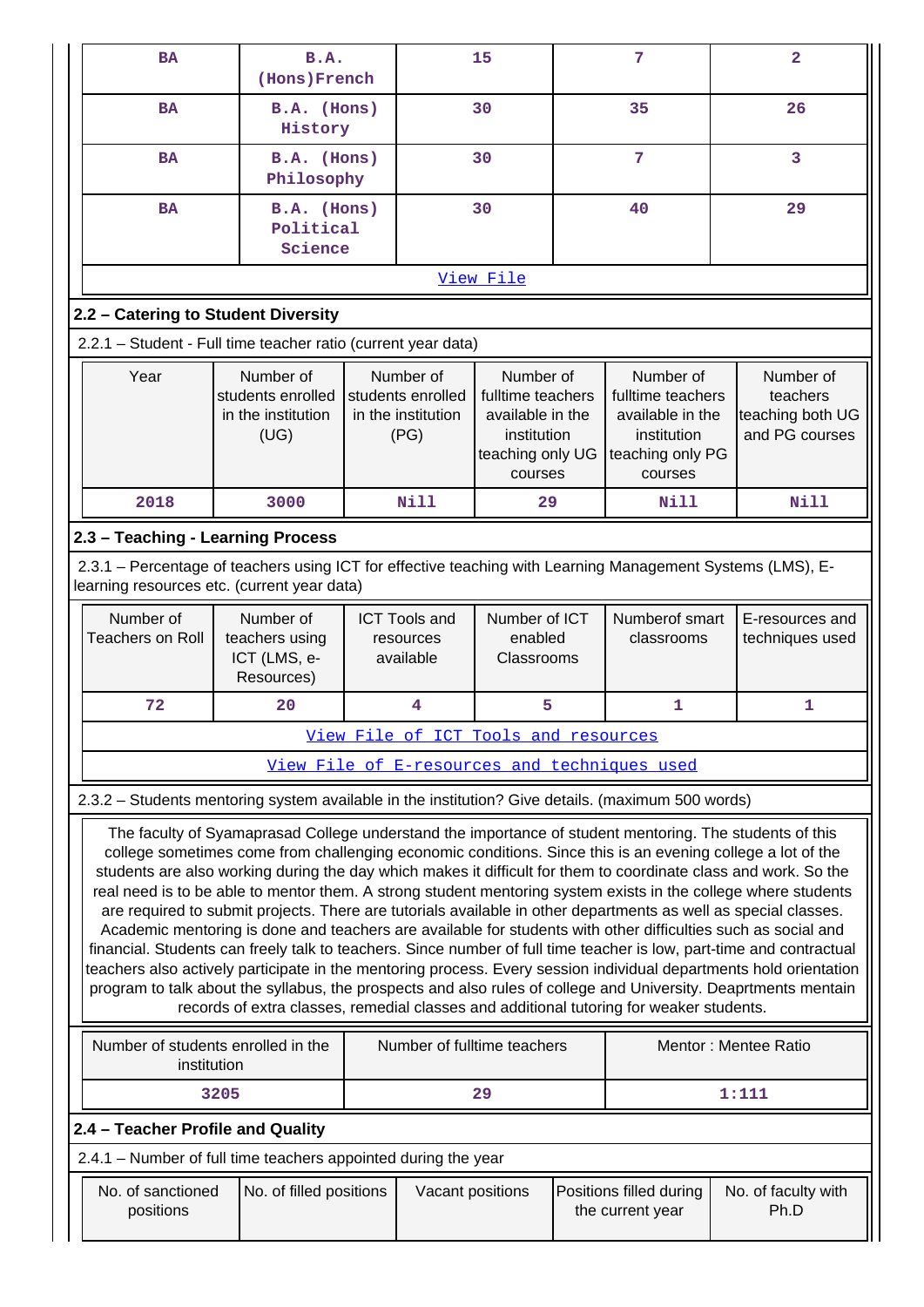| | | | | |
|---|---|---|---|---|
| BA | B.A. (Hons)French | 15 | 7 | 2 |
| BA | B.A. (Hons) History | 30 | 35 | 26 |
| BA | B.A. (Hons) Philosophy | 30 | 7 | 3 |
| BA | B.A. (Hons) Political Science | 30 | 40 | 29 |

View File

## 2.2 – Catering to Student Diversity

2.2.1 – Student - Full time teacher ratio (current year data)

| Year | Number of students enrolled in the institution (UG) | Number of students enrolled in the institution (PG) | Number of fulltime teachers available in the institution teaching only UG courses | Number of fulltime teachers available in the institution teaching only PG courses | Number of teachers teaching both UG and PG courses |
|---|---|---|---|---|---|
| 2018 | 3000 | Nill | 29 | Nill | Nill |

## 2.3 – Teaching - Learning Process

2.3.1 – Percentage of teachers using ICT for effective teaching with Learning Management Systems (LMS), E-learning resources etc. (current year data)

| Number of Teachers on Roll | Number of teachers using ICT (LMS, e-Resources) | ICT Tools and resources available | Number of ICT enabled Classrooms | Numberof smart classrooms | E-resources and techniques used |
|---|---|---|---|---|---|
| 72 | 20 | 4 | 5 | 1 | 1 |

View File of ICT Tools and resources

View File of E-resources and techniques used

2.3.2 – Students mentoring system available in the institution? Give details. (maximum 500 words)

The faculty of Syamaprasad College understand the importance of student mentoring. The students of this college sometimes come from challenging economic conditions. Since this is an evening college a lot of the students are also working during the day which makes it difficult for them to coordinate class and work. So the real need is to be able to mentor them. A strong student mentoring system exists in the college where students are required to submit projects. There are tutorials available in other departments as well as special classes. Academic mentoring is done and teachers are available for students with other difficulties such as social and financial. Students can freely talk to teachers. Since number of full time teacher is low, part-time and contractual teachers also actively participate in the mentoring process. Every session individual departments hold orientation program to talk about the syllabus, the prospects and also rules of college and University. Deaprtments mentain records of extra classes, remedial classes and additional tutoring for weaker students.

| Number of students enrolled in the institution | Number of fulltime teachers | Mentor : Mentee Ratio |
|---|---|---|
| 3205 | 29 | 1:111 |

## 2.4 – Teacher Profile and Quality

2.4.1 – Number of full time teachers appointed during the year

| No. of sanctioned positions | No. of filled positions | Vacant positions | Positions filled during the current year | No. of faculty with Ph.D |
|---|---|---|---|---|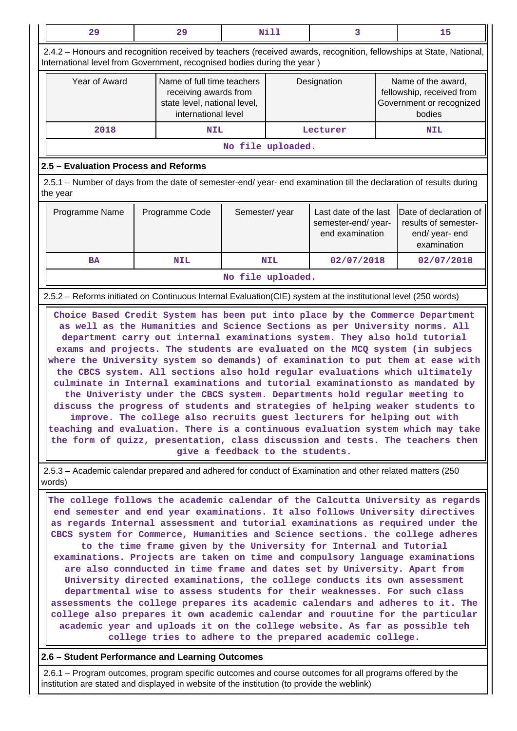| | | | | |
|---|---|---|---|---|
| 29 | 29 | Nill | 3 | 15 |

2.4.2 – Honours and recognition received by teachers (received awards, recognition, fellowships at State, National, International level from Government, recognised bodies during the year )

| Year of Award | Name of full time teachers receiving awards from state level, national level, international level | Designation | Name of the award, fellowship, received from Government or recognized bodies |
|---|---|---|---|
| 2018 | NIL | Lecturer | NIL |

No file uploaded.

**2.5 – Evaluation Process and Reforms**

2.5.1 – Number of days from the date of semester-end/ year- end examination till the declaration of results during the year

| Programme Name | Programme Code | Semester/ year | Last date of the last semester-end/ year- end examination | Date of declaration of results of semester-end/ year- end examination |
|---|---|---|---|---|
| BA | NIL | NIL | 02/07/2018 | 02/07/2018 |

No file uploaded.

2.5.2 – Reforms initiated on Continuous Internal Evaluation(CIE) system at the institutional level (250 words)

Choice Based Credit System has been put into place by the Commerce Department as well as the Humanities and Science Sections as per University norms. All department carry out internal examinations system. They also hold tutorial exams and projects. The students are evaluated on the MCQ system (in subjecs where the University system so demands) of examination to put them at ease with the CBCS system. All sections also hold regular evaluations which ultimately culminate in Internal examinations and tutorial examinationsto as mandated by the Univeristy under the CBCS system. Departments hold regular meeting to discuss the progress of students and strategies of helping weaker students to improve. The college also recruits guest lecturers for helping out with teaching and evaluation. There is a continuous evaluation system which may take the form of quizz, presentation, class discussion and tests. The teachers then give a feedback to the students.

2.5.3 – Academic calendar prepared and adhered for conduct of Examination and other related matters (250 words)

The college follows the academic calendar of the Calcutta University as regards end semester and end year examinations. It also follows University directives as regards Internal assessment and tutorial examinations as required under the CBCS system for Commerce, Humanities and Science sections. the college adheres to the time frame given by the University for Internal and Tutorial examinations. Projects are taken on time and compulsory language examinations are also connducted in time frame and dates set by University. Apart from University directed examinations, the college conducts its own assessment departmental wise to assess students for their weaknesses. For such class assessments the college prepares its academic calendars and adheres to it. The college also prepares it own academic calendar and rouutine for the particular academic year and uploads it on the college website. As far as possible teh college tries to adhere to the prepared academic college.

**2.6 – Student Performance and Learning Outcomes**

2.6.1 – Program outcomes, program specific outcomes and course outcomes for all programs offered by the institution are stated and displayed in website of the institution (to provide the weblink)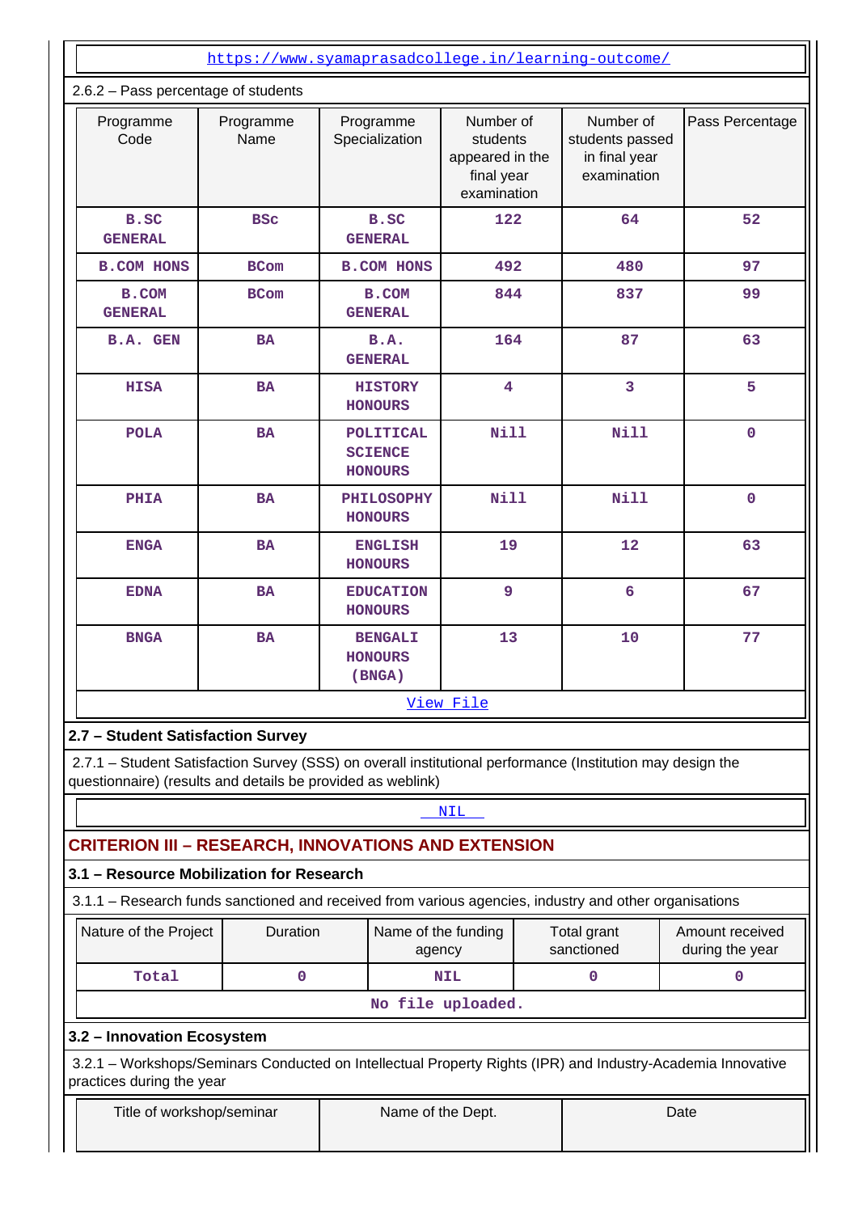https://www.syamaprasadcollege.in/learning-outcome/

2.6.2 – Pass percentage of students

| Programme Code | Programme Name | Programme Specialization | Number of students appeared in the final year examination | Number of students passed in final year examination | Pass Percentage |
|---|---|---|---|---|---|
| B.SC GENERAL | BSc | B.SC GENERAL | 122 | 64 | 52 |
| B.COM HONS | BCom | B.COM HONS | 492 | 480 | 97 |
| B.COM GENERAL | BCom | B.COM GENERAL | 844 | 837 | 99 |
| B.A. GEN | BA | B.A. GENERAL | 164 | 87 | 63 |
| HISA | BA | HISTORY HONOURS | 4 | 3 | 5 |
| POLA | BA | POLITICAL SCIENCE HONOURS | Nill | Nill | 0 |
| PHIA | BA | PHILOSOPHY HONOURS | Nill | Nill | 0 |
| ENGA | BA | ENGLISH HONOURS | 19 | 12 | 63 |
| EDNA | BA | EDUCATION HONOURS | 9 | 6 | 67 |
| BNGA | BA | BENGALI HONOURS (BNGA) | 13 | 10 | 77 |

View File

## 2.7 – Student Satisfaction Survey

2.7.1 – Student Satisfaction Survey (SSS) on overall institutional performance (Institution may design the questionnaire) (results and details be provided as weblink)

NIL

## CRITERION III – RESEARCH, INNOVATIONS AND EXTENSION

### 3.1 – Resource Mobilization for Research

3.1.1 – Research funds sanctioned and received from various agencies, industry and other organisations

| Nature of the Project | Duration | Name of the funding agency | Total grant sanctioned | Amount received during the year |
|---|---|---|---|---|
| Total | 0 | NIL | 0 | 0 |

No file uploaded.

### 3.2 – Innovation Ecosystem

3.2.1 – Workshops/Seminars Conducted on Intellectual Property Rights (IPR) and Industry-Academia Innovative practices during the year

| Title of workshop/seminar | Name of the Dept. | Date |
|---|---|---|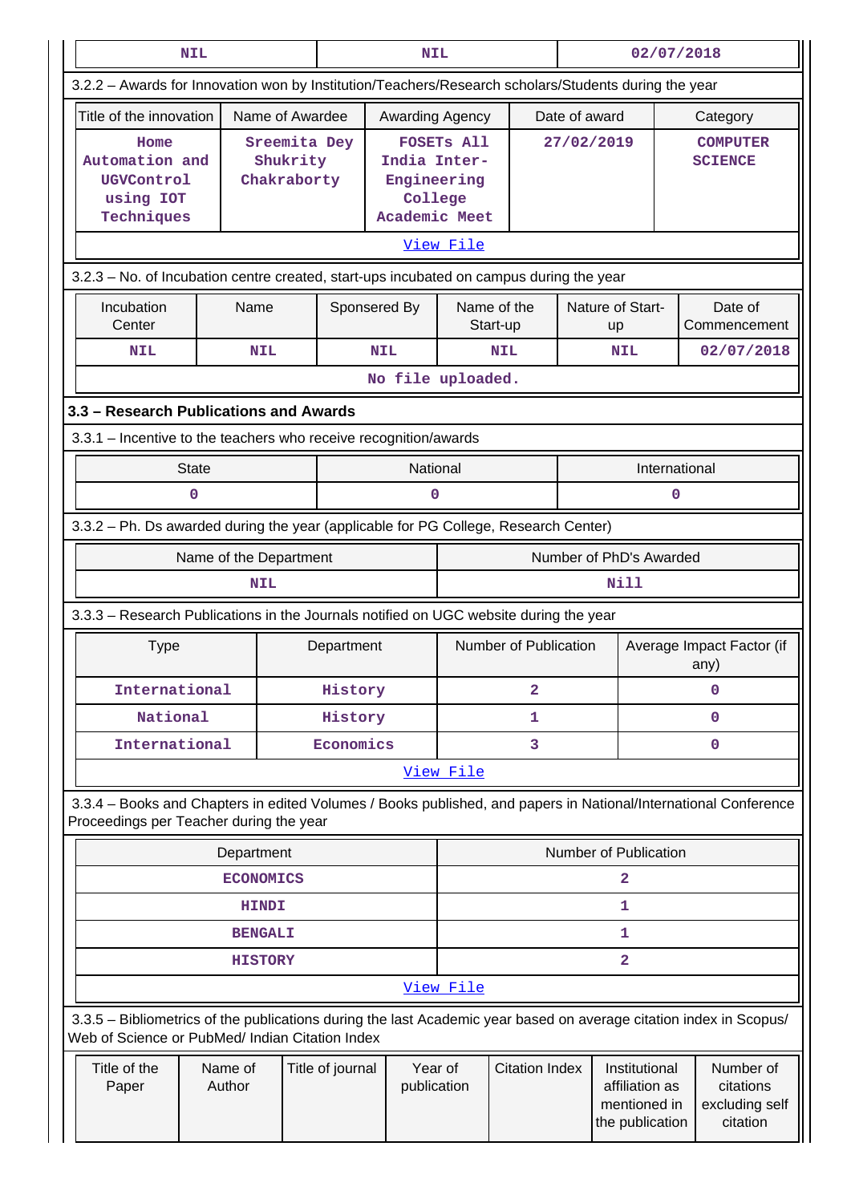| | | |
|---|---|---|
| NIL | NIL | 02/07/2018 |

3.2.2 – Awards for Innovation won by Institution/Teachers/Research scholars/Students during the year

| Title of the innovation | Name of Awardee | Awarding Agency | Date of award | Category |
|---|---|---|---|---|
| Home Automation and UGVControl using IOT Techniques | Sreemita Dey Shukrity Chakraborty | FOSETs All India Inter-Engineering College Academic Meet | 27/02/2019 | COMPUTER SCIENCE |
| View File | | | | |

3.2.3 – No. of Incubation centre created, start-ups incubated on campus during the year

| Incubation Center | Name | Sponsered By | Name of the Start-up | Nature of Start-up | Date of Commencement |
|---|---|---|---|---|---|
| NIL | NIL | NIL | NIL | NIL | 02/07/2018 |
| No file uploaded. | | | | | |

**3.3 – Research Publications and Awards**

3.3.1 – Incentive to the teachers who receive recognition/awards

| State | National | International |
|---|---|---|
| 0 | 0 | 0 |

3.3.2 – Ph. Ds awarded during the year (applicable for PG College, Research Center)

| Name of the Department | Number of PhD's Awarded |
|---|---|
| NIL | Nill |

3.3.3 – Research Publications in the Journals notified on UGC website during the year

| Type | Department | Number of Publication | Average Impact Factor (if any) |
|---|---|---|---|
| International | History | 2 | 0 |
| National | History | 1 | 0 |
| International | Economics | 3 | 0 |
| View File | | | |

3.3.4 – Books and Chapters in edited Volumes / Books published, and papers in National/International Conference Proceedings per Teacher during the year

| Department | Number of Publication |
|---|---|
| ECONOMICS | 2 |
| HINDI | 1 |
| BENGALI | 1 |
| HISTORY | 2 |
| View File | |

3.3.5 – Bibliometrics of the publications during the last Academic year based on average citation index in Scopus/ Web of Science or PubMed/ Indian Citation Index

| Title of the Paper | Name of Author | Title of journal | Year of publication | Citation Index | Institutional affiliation as mentioned in the publication | Number of citations excluding self citation |
|---|---|---|---|---|---|---|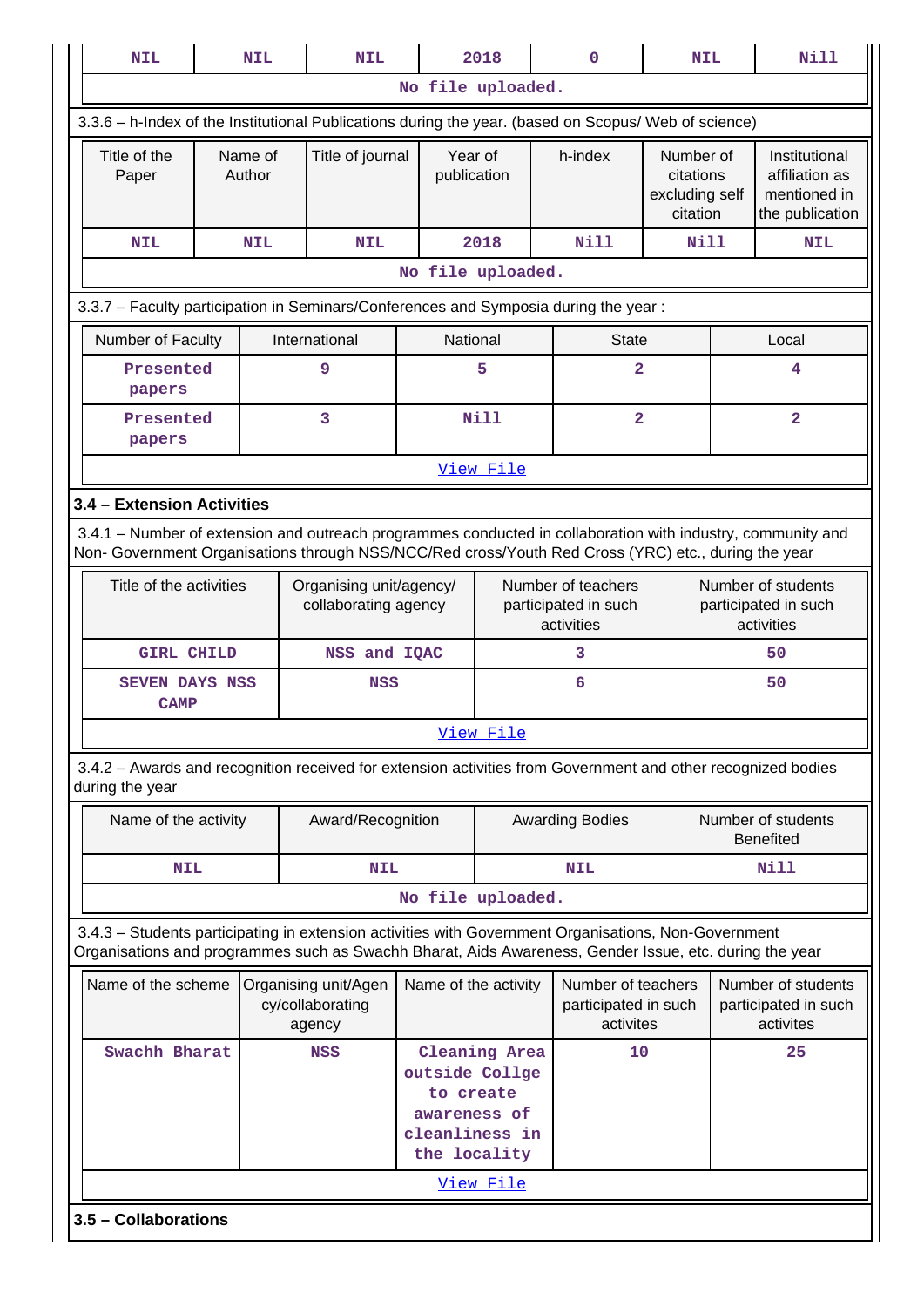| | | | | | | |
|---|---|---|---|---|---|---|
| NIL | NIL | NIL | 2018 | 0 | NIL | Nill |

No file uploaded.

3.3.6 – h-Index of the Institutional Publications during the year. (based on Scopus/ Web of science)

| Title of the Paper | Name of Author | Title of journal | Year of publication | h-index | Number of citations excluding self citation | Institutional affiliation as mentioned in the publication |
|---|---|---|---|---|---|---|
| NIL | NIL | NIL | 2018 | Nill | Nill | NIL |

No file uploaded.

3.3.7 – Faculty participation in Seminars/Conferences and Symposia during the year :

| Number of Faculty | International | National | State | Local |
|---|---|---|---|---|
| Presented papers | 9 | 5 | 2 | 4 |
| Presented papers | 3 | Nill | 2 | 2 |

View File

### 3.4 – Extension Activities

3.4.1 – Number of extension and outreach programmes conducted in collaboration with industry, community and Non- Government Organisations through NSS/NCC/Red cross/Youth Red Cross (YRC) etc., during the year

| Title of the activities | Organising unit/agency/ collaborating agency | Number of teachers participated in such activities | Number of students participated in such activities |
|---|---|---|---|
| GIRL CHILD | NSS and IQAC | 3 | 50 |
| SEVEN DAYS NSS CAMP | NSS | 6 | 50 |

View File

3.4.2 – Awards and recognition received for extension activities from Government and other recognized bodies during the year

| Name of the activity | Award/Recognition | Awarding Bodies | Number of students Benefited |
|---|---|---|---|
| NIL | NIL | NIL | Nill |

No file uploaded.

3.4.3 – Students participating in extension activities with Government Organisations, Non-Government Organisations and programmes such as Swachh Bharat, Aids Awareness, Gender Issue, etc. during the year

| Name of the scheme | Organising unit/Agency/collaborating agency | Name of the activity | Number of teachers participated in such activites | Number of students participated in such activites |
|---|---|---|---|---|
| Swachh Bharat | NSS | Cleaning Area outside Collge to create awareness of cleanliness in the locality | 10 | 25 |

View File

### 3.5 – Collaborations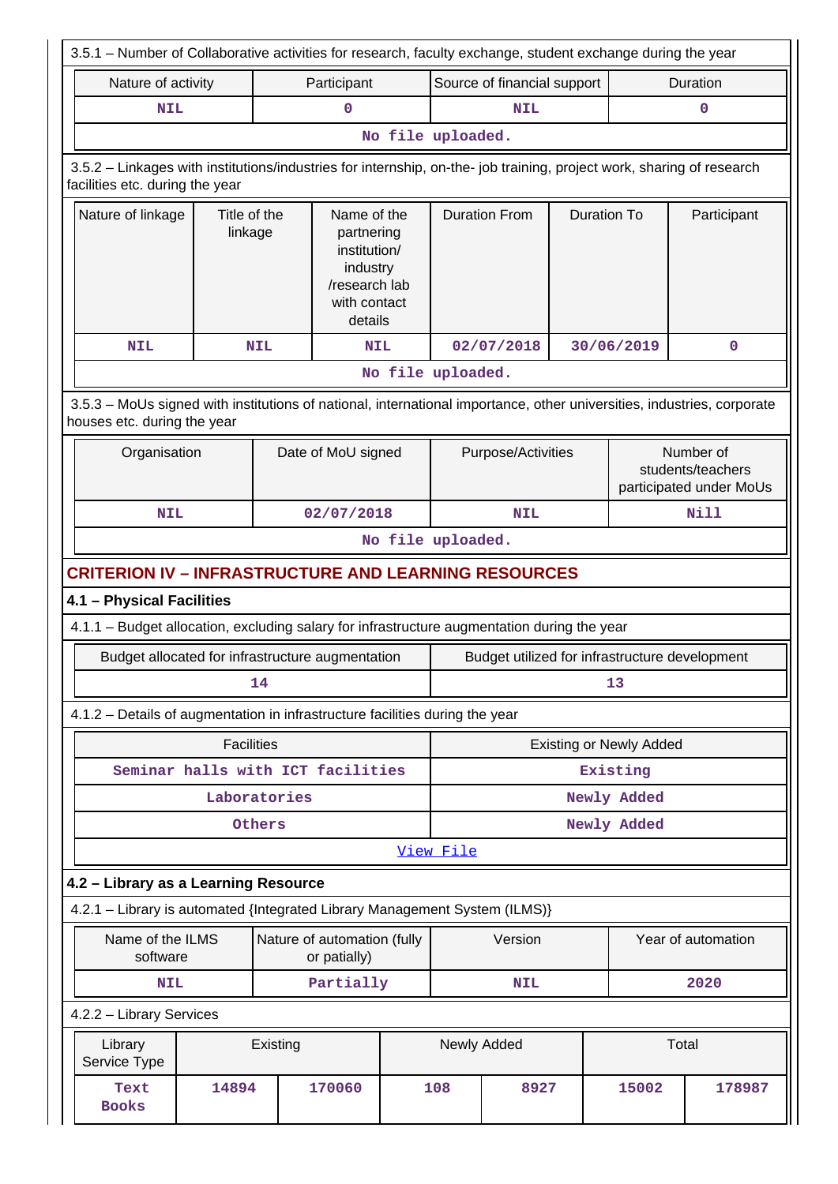3.5.1 – Number of Collaborative activities for research, faculty exchange, student exchange during the year

| Nature of activity | Participant | Source of financial support | Duration |
|---|---|---|---|
| NIL | 0 | NIL | 0 |
| No file uploaded. | | | |

3.5.2 – Linkages with institutions/industries for internship, on-the- job training, project work, sharing of research facilities etc. during the year

| Nature of linkage | Title of the linkage | Name of the partnering institution/ industry /research lab with contact details | Duration From | Duration To | Participant |
|---|---|---|---|---|---|
| NIL | NIL | NIL | 02/07/2018 | 30/06/2019 | 0 |
| No file uploaded. | | | | | |

3.5.3 – MoUs signed with institutions of national, international importance, other universities, industries, corporate houses etc. during the year

| Organisation | Date of MoU signed | Purpose/Activities | Number of students/teachers participated under MoUs |
|---|---|---|---|
| NIL | 02/07/2018 | NIL | Nill |
| No file uploaded. | | | |

## CRITERION IV – INFRASTRUCTURE AND LEARNING RESOURCES

### 4.1 – Physical Facilities

4.1.1 – Budget allocation, excluding salary for infrastructure augmentation during the year

| Budget allocated for infrastructure augmentation | Budget utilized for infrastructure development |
|---|---|
| 14 | 13 |

4.1.2 – Details of augmentation in infrastructure facilities during the year

| Facilities | Existing or Newly Added |
|---|---|
| Seminar halls with ICT facilities | Existing |
| Laboratories | Newly Added |
| Others | Newly Added |
| View File | |

### 4.2 – Library as a Learning Resource

4.2.1 – Library is automated {Integrated Library Management System (ILMS)}

| Name of the ILMS software | Nature of automation (fully or patially) | Version | Year of automation |
|---|---|---|---|
| NIL | Partially | NIL | 2020 |

4.2.2 – Library Services

| Library Service Type | Existing | | Newly Added | | Total | |
|---|---|---|---|---|---|---|
| Text Books | 14894 | 170060 | 108 | 8927 | 15002 | 178987 |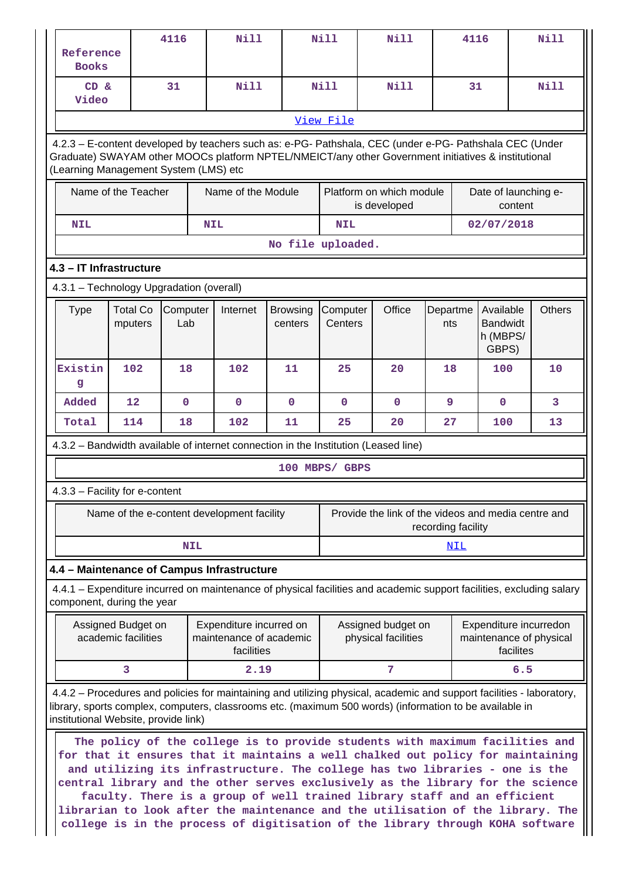| | | | | | | |
|---|---|---|---|---|---|---|
| Reference Books | 4116 | Nill | Nill | Nill | 4116 | Nill |
| CD & Video | 31 | Nill | Nill | Nill | 31 | Nill |

View File

4.2.3 – E-content developed by teachers such as: e-PG- Pathshala, CEC (under e-PG- Pathshala CEC (Under Graduate) SWAYAM other MOOCs platform NPTEL/NMEICT/any other Government initiatives & institutional (Learning Management System (LMS) etc

| Name of the Teacher | Name of the Module | Platform on which module is developed | Date of launching e-content |
|---|---|---|---|
| NIL | NIL | NIL | 02/07/2018 |

No file uploaded.

### 4.3 – IT Infrastructure

4.3.1 – Technology Upgradation (overall)

| Type | Total Computers | Computer Lab | Internet | Browsing centers | Computer Centers | Office | Departments | Available Bandwidth (MBPS/GBPS) | Others |
|---|---|---|---|---|---|---|---|---|---|
| Existing | 102 | 18 | 102 | 11 | 25 | 20 | 18 | 100 | 10 |
| Added | 12 | 0 | 0 | 0 | 0 | 0 | 9 | 0 | 3 |
| Total | 114 | 18 | 102 | 11 | 25 | 20 | 27 | 100 | 13 |

4.3.2 – Bandwidth available of internet connection in the Institution (Leased line)

100 MBPS/ GBPS

4.3.3 – Facility for e-content

| Name of the e-content development facility | Provide the link of the videos and media centre and recording facility |
|---|---|
| NIL | NIL |

### 4.4 – Maintenance of Campus Infrastructure

4.4.1 – Expenditure incurred on maintenance of physical facilities and academic support facilities, excluding salary component, during the year

| Assigned Budget on academic facilities | Expenditure incurred on maintenance of academic facilities | Assigned budget on physical facilities | Expenditure incurredon maintenance of physical facilites |
|---|---|---|---|
| 3 | 2.19 | 7 | 6.5 |

4.4.2 – Procedures and policies for maintaining and utilizing physical, academic and support facilities - laboratory, library, sports complex, computers, classrooms etc. (maximum 500 words) (information to be available in institutional Website, provide link)

The policy of the college is to provide students with maximum facilities and for that it ensures that it maintains a well chalked out policy for maintaining and utilizing its infrastructure. The college has two libraries - one is the central library and the other serves exclusively as the library for the science faculty. There is a group of well trained library staff and an efficient librarian to look after the maintenance and the utilisation of the library. The college is in the process of digitisation of the library through KOHA software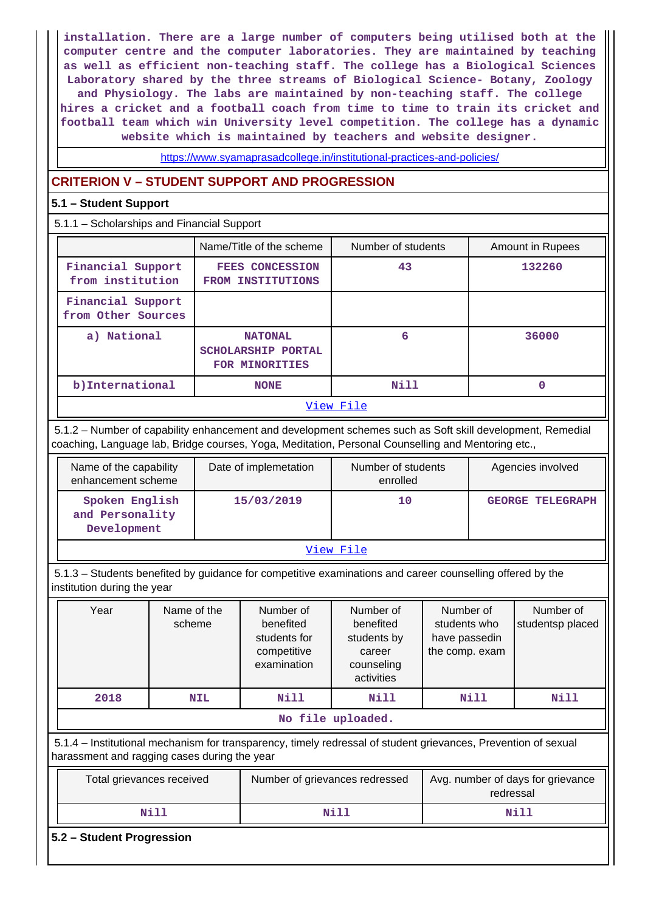installation. There are a large number of computers being utilised both at the computer centre and the computer laboratories. They are maintained by teaching as well as efficient non-teaching staff. The college has a Biological Sciences Laboratory shared by the three streams of Biological Science- Botany, Zoology and Physiology. The labs are maintained by non-teaching staff. The college hires a cricket and a football coach from time to time to train its cricket and football team which win University level competition. The college has a dynamic website which is maintained by teachers and website designer.

https://www.syamaprasadcollege.in/institutional-practices-and-policies/

## CRITERION V – STUDENT SUPPORT AND PROGRESSION

### 5.1 – Student Support

5.1.1 – Scholarships and Financial Support

| | Name/Title of the scheme | Number of students | Amount in Rupees |
|---|---|---|---|
| Financial Support from institution | FEES CONCESSION FROM INSTITUTIONS | 43 | 132260 |
| Financial Support from Other Sources | | | |
| a) National | NATONAL SCHOLARSHIP PORTAL FOR MINORITIES | 6 | 36000 |
| b)International | NONE | Nill | 0 |

View File

5.1.2 – Number of capability enhancement and development schemes such as Soft skill development, Remedial coaching, Language lab, Bridge courses, Yoga, Meditation, Personal Counselling and Mentoring etc.,

| Name of the capability enhancement scheme | Date of implemetation | Number of students enrolled | Agencies involved |
|---|---|---|---|
| Spoken English and Personality Development | 15/03/2019 | 10 | GEORGE TELEGRAPH |

View File

5.1.3 – Students benefited by guidance for competitive examinations and career counselling offered by the institution during the year

| Year | Name of the scheme | Number of benefited students for competitive examination | Number of benefited students by career counseling activities | Number of students who have passedin the comp. exam | Number of studentsp placed |
|---|---|---|---|---|---|
| 2018 | NIL | Nill | Nill | Nill | Nill |

No file uploaded.

5.1.4 – Institutional mechanism for transparency, timely redressal of student grievances, Prevention of sexual harassment and ragging cases during the year

| Total grievances received | Number of grievances redressed | Avg. number of days for grievance redressal |
|---|---|---|
| Nill | Nill | Nill |

### 5.2 – Student Progression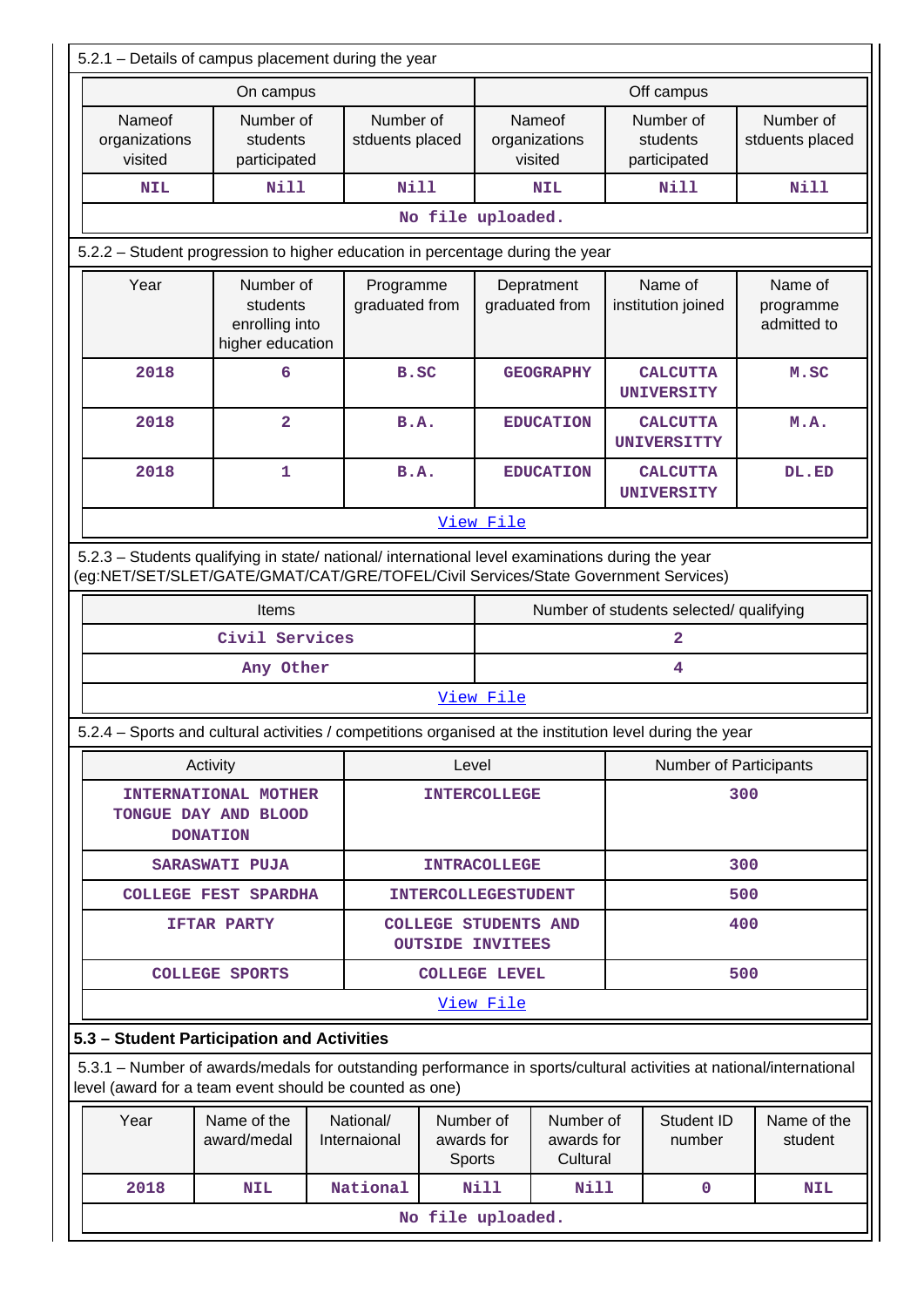5.2.1 – Details of campus placement during the year

| On campus | | | Off campus | | |
|---|---|---|---|---|---|
| Nameof organizations visited | Number of students participated | Number of stduents placed | Nameof organizations visited | Number of students participated | Number of stduents placed |
| NIL | Nill | Nill | NIL | Nill | Nill |
| No file uploaded. | | | | | |

5.2.2 – Student progression to higher education in percentage during the year

| Year | Number of students enrolling into higher education | Programme graduated from | Depratment graduated from | Name of institution joined | Name of programme admitted to |
|---|---|---|---|---|---|
| 2018 | 6 | B.SC | GEOGRAPHY | CALCUTTA UNIVERSITY | M.SC |
| 2018 | 2 | B.A. | EDUCATION | CALCUTTA UNIVERSITTY | M.A. |
| 2018 | 1 | B.A. | EDUCATION | CALCUTTA UNIVERSITY | DL.ED |
| View File | | | | | |

5.2.3 – Students qualifying in state/ national/ international level examinations during the year (eg:NET/SET/SLET/GATE/GMAT/CAT/GRE/TOFEL/Civil Services/State Government Services)

| Items | Number of students selected/ qualifying |
|---|---|
| Civil Services | 2 |
| Any Other | 4 |
| View File | |

5.2.4 – Sports and cultural activities / competitions organised at the institution level during the year

| Activity | Level | Number of Participants |
|---|---|---|
| INTERNATIONAL MOTHER TONGUE DAY AND BLOOD DONATION | INTERCOLLEGE | 300 |
| SARASWATI PUJA | INTRACOLLEGE | 300 |
| COLLEGE FEST SPARDHA | INTERCOLLEGESTUDENT | 500 |
| IFTAR PARTY | COLLEGE STUDENTS AND OUTSIDE INVITEES | 400 |
| COLLEGE SPORTS | COLLEGE LEVEL | 500 |
| View File | | |

**5.3 – Student Participation and Activities**

5.3.1 – Number of awards/medals for outstanding performance in sports/cultural activities at national/international level (award for a team event should be counted as one)

| Year | Name of the award/medal | National/ Internaional | Number of awards for Sports | Number of awards for Cultural | Student ID number | Name of the student |
|---|---|---|---|---|---|---|
| 2018 | NIL | National | Nill | Nill | 0 | NIL |
| No file uploaded. | | | | | | |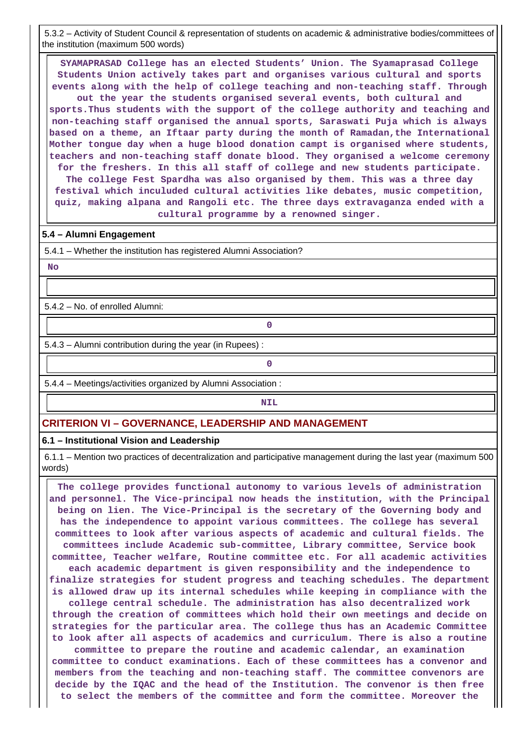5.3.2 – Activity of Student Council & representation of students on academic & administrative bodies/committees of the institution (maximum 500 words)

**SYAMAPRASAD College has an elected Students' Union. The Syamaprasad College Students Union actively takes part and organises various cultural and sports events along with the help of college teaching and non-teaching staff. Through out the year the students organised several events, both cultural and sports.Thus students with the support of the college authority and teaching and non-teaching staff organised the annual sports, Saraswati Puja which is always based on a theme, an Iftaar party during the month of Ramadan,the International Mother tongue day when a huge blood donation campt is organised where students, teachers and non-teaching staff donate blood. They organised a welcome ceremony for the freshers. In this all staff of college and new students participate. The college Fest Spardha was also organised by them. This was a three day festival which inculuded cultural activities like debates, music competition, quiz, making alpana and Rangoli etc. The three days extravaganza ended with a cultural programme by a renowned singer.**

### 5.4 – Alumni Engagement

5.4.1 – Whether the institution has registered Alumni Association?

**No**

5.4.2 – No. of enrolled Alumni:

**0**

5.4.3 – Alumni contribution during the year (in Rupees) :

**0**

5.4.4 – Meetings/activities organized by Alumni Association :

**NIL**

## CRITERION VI – GOVERNANCE, LEADERSHIP AND MANAGEMENT

### 6.1 – Institutional Vision and Leadership

6.1.1 – Mention two practices of decentralization and participative management during the last year (maximum 500 words)

**The college provides functional autonomy to various levels of administration and personnel. The Vice-principal now heads the institution, with the Principal being on lien. The Vice-Principal is the secretary of the Governing body and has the independence to appoint various committees. The college has several committees to look after various aspects of academic and cultural fields. The committees include Academic sub-committee, Library committee, Service book committee, Teacher welfare, Routine committee etc. For all academic activities each academic department is given responsibility and the independence to finalize strategies for student progress and teaching schedules. The department is allowed draw up its internal schedules while keeping in compliance with the college central schedule. The administration has also decentralized work through the creation of committees which hold their own meetings and decide on strategies for the particular area. The college thus has an Academic Committee to look after all aspects of academics and curriculum. There is also a routine committee to prepare the routine and academic calendar, an examination committee to conduct examinations. Each of these committees has a convenor and members from the teaching and non-teaching staff. The committee convenors are decide by the IQAC and the head of the Institution. The convenor is then free to select the members of the committee and form the committee. Moreover the**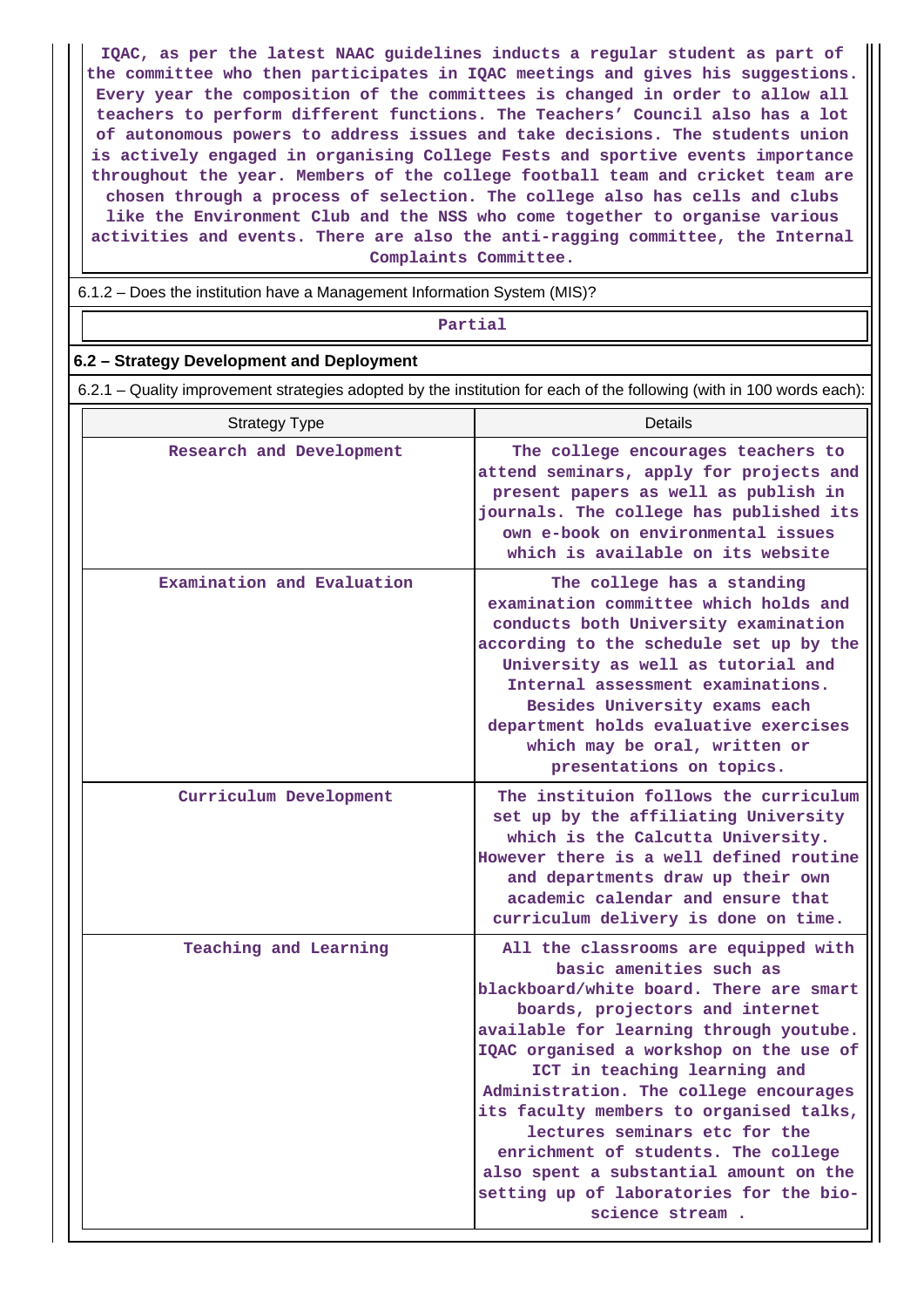IQAC, as per the latest NAAC guidelines inducts a regular student as part of the committee who then participates in IQAC meetings and gives his suggestions. Every year the composition of the committees is changed in order to allow all teachers to perform different functions. The Teachers' Council also has a lot of autonomous powers to address issues and take decisions. The students union is actively engaged in organising College Fests and sportive events importance throughout the year. Members of the college football team and cricket team are chosen through a process of selection. The college also has cells and clubs like the Environment Club and the NSS who come together to organise various activities and events. There are also the anti-ragging committee, the Internal Complaints Committee.

6.1.2 – Does the institution have a Management Information System (MIS)?

Partial

## 6.2 – Strategy Development and Deployment

6.2.1 – Quality improvement strategies adopted by the institution for each of the following (with in 100 words each):

| Strategy Type | Details |
|---|---|
| Research and Development | The college encourages teachers to attend seminars, apply for projects and present papers as well as publish in journals. The college has published its own e-book on environmental issues which is available on its website |
| Examination and Evaluation | The college has a standing examination committee which holds and conducts both University examination according to the schedule set up by the University as well as tutorial and Internal assessment examinations. Besides University exams each department holds evaluative exercises which may be oral, written or presentations on topics. |
| Curriculum Development | The instituion follows the curriculum set up by the affiliating University which is the Calcutta University. However there is a well defined routine and departments draw up their own academic calendar and ensure that curriculum delivery is done on time. |
| Teaching and Learning | All the classrooms are equipped with basic amenities such as blackboard/white board. There are smart boards, projectors and internet available for learning through youtube. IQAC organised a workshop on the use of ICT in teaching learning and Administration. The college encourages its faculty members to organised talks, lectures seminars etc for the enrichment of students. The college also spent a substantial amount on the setting up of laboratories for the bio-science stream . |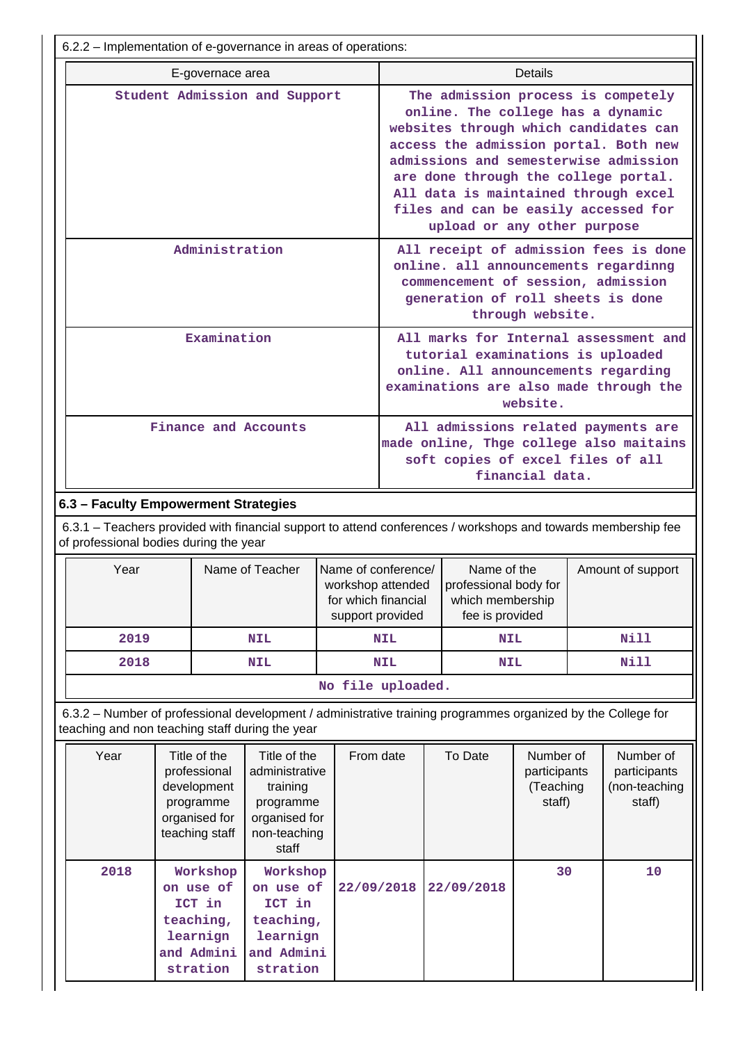6.2.2 – Implementation of e-governance in areas of operations:

| E-governace area | Details |
|---|---|
| Student Admission and Support | The admission process is competely online. The college has a dynamic websites through which candidates can access the admission portal. Both new admissions and semesterwise admission are done through the college portal. All data is maintained through excel files and can be easily accessed for upload or any other purpose |
| Administration | All receipt of admission fees is done online. all announcements regardinng commencement of session, admission generation of roll sheets is done through website. |
| Examination | All marks for Internal assessment and tutorial examinations is uploaded online. All announcements regarding examinations are also made through the website. |
| Finance and Accounts | All admissions related payments are made online, Thge college also maitains soft copies of excel files of all financial data. |

## 6.3 – Faculty Empowerment Strategies

6.3.1 – Teachers provided with financial support to attend conferences / workshops and towards membership fee of professional bodies during the year

| Year | Name of Teacher | Name of conference/ workshop attended for which financial support provided | Name of the professional body for which membership fee is provided | Amount of support |
|---|---|---|---|---|
| 2019 | NIL | NIL | NIL | Nill |
| 2018 | NIL | NIL | NIL | Nill |

No file uploaded.

6.3.2 – Number of professional development / administrative training programmes organized by the College for teaching and non teaching staff during the year

| Year | Title of the professional development programme organised for teaching staff | Title of the administrative training programme organised for non-teaching staff | From date | To Date | Number of participants (Teaching staff) | Number of participants (non-teaching staff) |
|---|---|---|---|---|---|---|
| 2018 | Workshop on use of ICT in teaching, learnign and Administration | Workshop on use of ICT in teaching, learnign and Administration | 22/09/2018 | 22/09/2018 | 30 | 10 |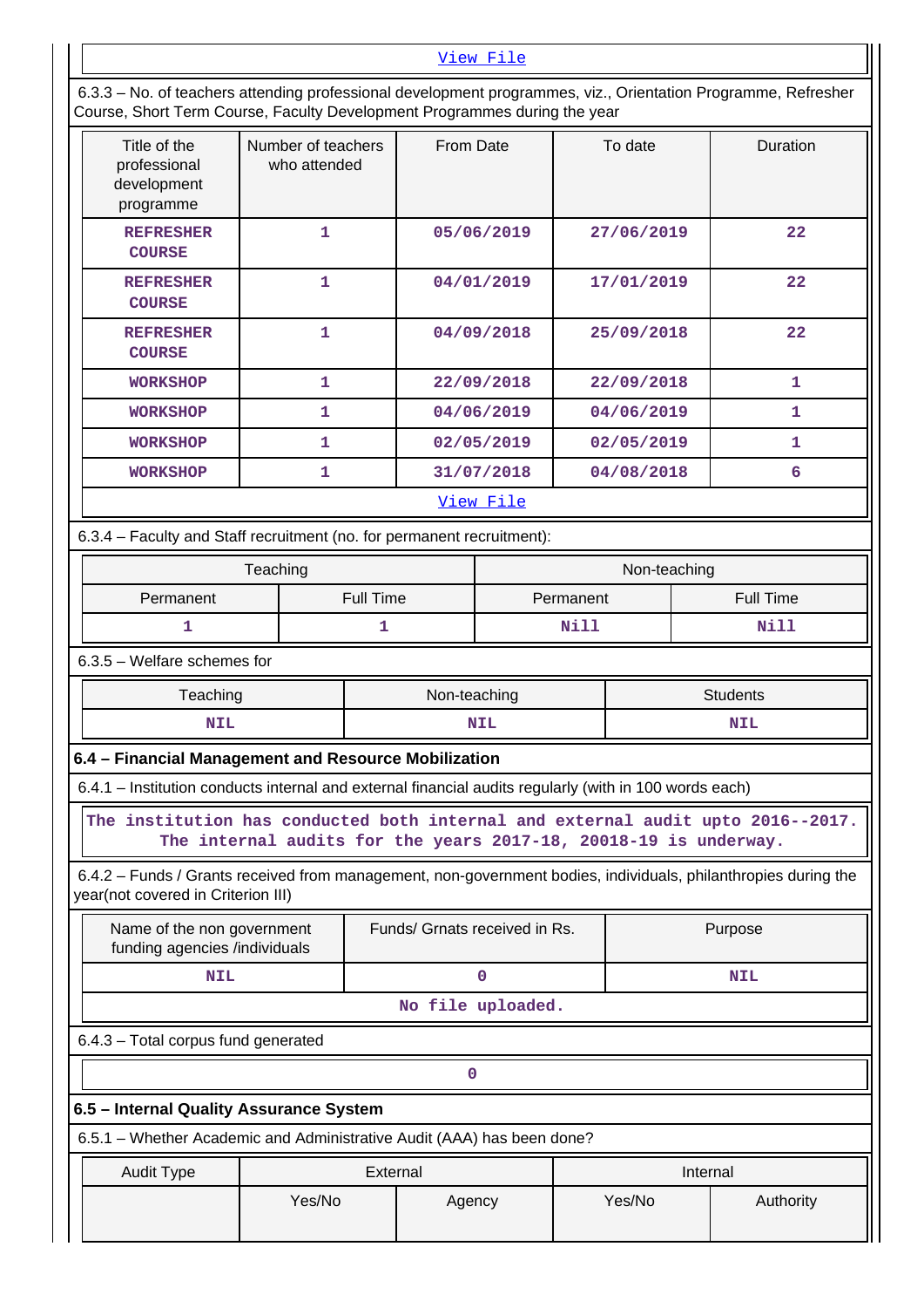View File

6.3.3 – No. of teachers attending professional development programmes, viz., Orientation Programme, Refresher Course, Short Term Course, Faculty Development Programmes during the year

| Title of the professional development programme | Number of teachers who attended | From Date | To date | Duration |
|---|---|---|---|---|
| REFRESHER COURSE | 1 | 05/06/2019 | 27/06/2019 | 22 |
| REFRESHER COURSE | 1 | 04/01/2019 | 17/01/2019 | 22 |
| REFRESHER COURSE | 1 | 04/09/2018 | 25/09/2018 | 22 |
| WORKSHOP | 1 | 22/09/2018 | 22/09/2018 | 1 |
| WORKSHOP | 1 | 04/06/2019 | 04/06/2019 | 1 |
| WORKSHOP | 1 | 02/05/2019 | 02/05/2019 | 1 |
| WORKSHOP | 1 | 31/07/2018 | 04/08/2018 | 6 |

View File

6.3.4 – Faculty and Staff recruitment (no. for permanent recruitment):

| Teaching | | Non-teaching | |
|---|---|---|---|
| Permanent | Full Time | Permanent | Full Time |
| 1 | 1 | Nill | Nill |

6.3.5 – Welfare schemes for

| Teaching | Non-teaching | Students |
|---|---|---|
| NIL | NIL | NIL |

### 6.4 – Financial Management and Resource Mobilization

6.4.1 – Institution conducts internal and external financial audits regularly (with in 100 words each)

The institution has conducted both internal and external audit upto 2016--2017. The internal audits for the years 2017-18, 20018-19 is underway.

6.4.2 – Funds / Grants received from management, non-government bodies, individuals, philanthropies during the year(not covered in Criterion III)

| Name of the non government funding agencies /individuals | Funds/ Grnats received in Rs. | Purpose |
|---|---|---|
| NIL | 0 | NIL |

No file uploaded.

6.4.3 – Total corpus fund generated

0

### 6.5 – Internal Quality Assurance System

6.5.1 – Whether Academic and Administrative Audit (AAA) has been done?

| Audit Type | External | | Internal | |
|---|---|---|---|---|
| | Yes/No | Agency | Yes/No | Authority |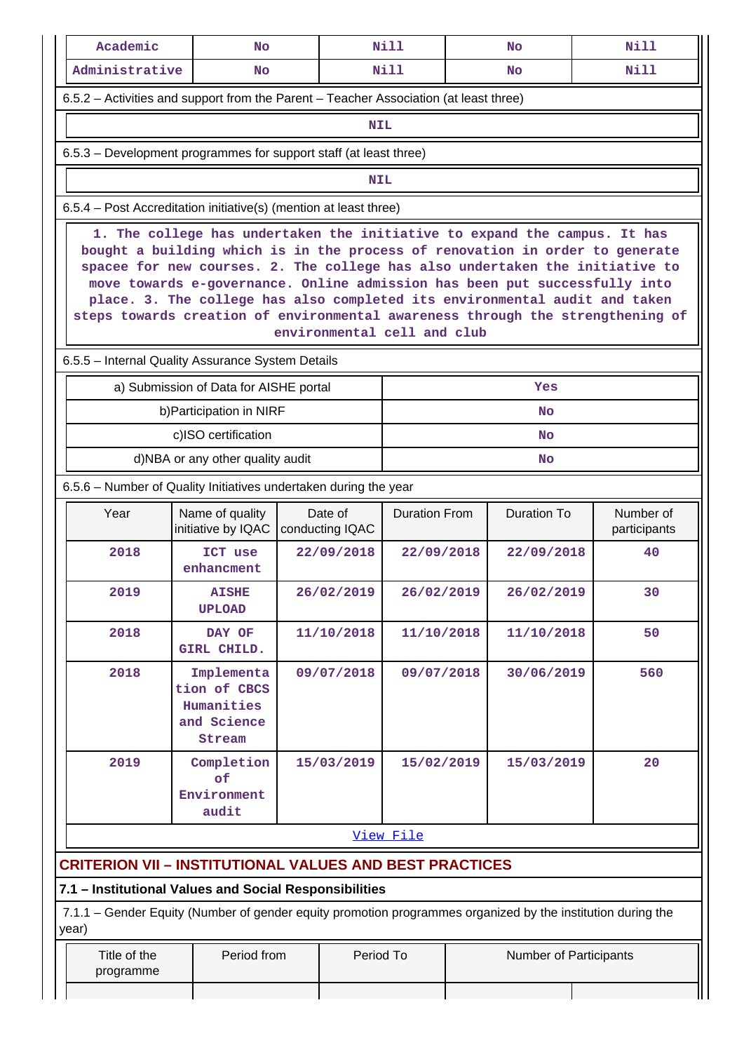| Academic | No | Nill | No | Nill |
|---|---|---|---|---|
| Administrative | No | Nill | No | Nill |

6.5.2 – Activities and support from the Parent – Teacher Association (at least three)

NIL

6.5.3 – Development programmes for support staff (at least three)

NIL

6.5.4 – Post Accreditation initiative(s) (mention at least three)

1. The college has undertaken the initiative to expand the campus. It has bought a building which is in the process of renovation in order to generate spacee for new courses. 2. The college has also undertaken the initiative to move towards e-governance. Online admission has been put successfully into place. 3. The college has also completed its environmental audit and taken steps towards creation of environmental awareness through the strengthening of environmental cell and club

6.5.5 – Internal Quality Assurance System Details

| a) Submission of Data for AISHE portal | Yes |
|---|---|
| b)Participation in NIRF | No |
| c)ISO certification | No |
| d)NBA or any other quality audit | No |

6.5.6 – Number of Quality Initiatives undertaken during the year

| Year | Name of quality initiative by IQAC | Date of conducting IQAC | Duration From | Duration To | Number of participants |
|---|---|---|---|---|---|
| 2018 | ICT use enhancment | 22/09/2018 | 22/09/2018 | 22/09/2018 | 40 |
| 2019 | AISHE UPLOAD | 26/02/2019 | 26/02/2019 | 26/02/2019 | 30 |
| 2018 | DAY OF GIRL CHILD. | 11/10/2018 | 11/10/2018 | 11/10/2018 | 50 |
| 2018 | Implementation of CBCS Humanities and Science Stream | 09/07/2018 | 09/07/2018 | 30/06/2019 | 560 |
| 2019 | Completion of Environment audit | 15/03/2019 | 15/02/2019 | 15/03/2019 | 20 |

View File

## CRITERION VII – INSTITUTIONAL VALUES AND BEST PRACTICES

### 7.1 – Institutional Values and Social Responsibilities

7.1.1 – Gender Equity (Number of gender equity promotion programmes organized by the institution during the year)

| Title of the programme | Period from | Period To | Number of Participants | |
|---|---|---|---|---|
| | | | | |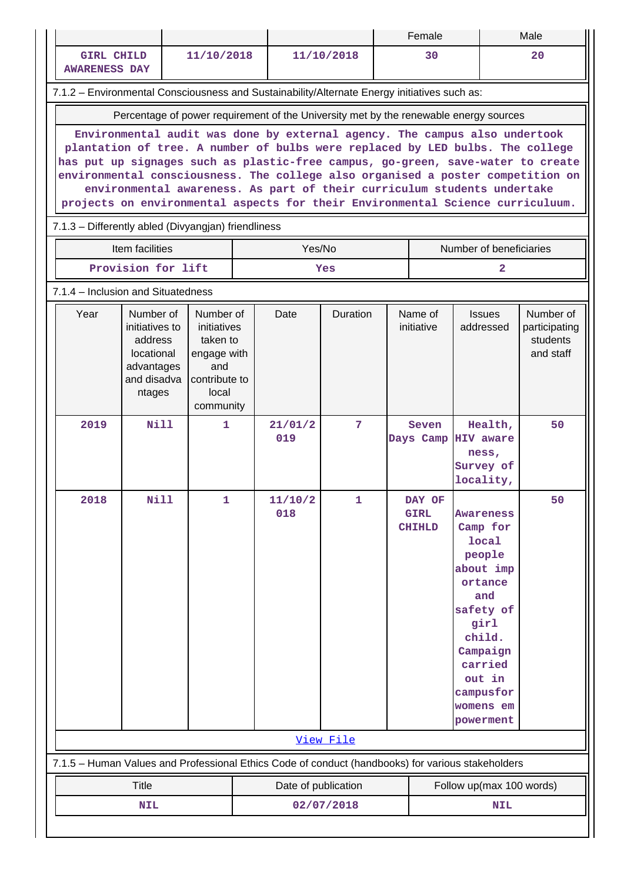| | | | Female | Male |
|---|---|---|---|---|
| GIRL CHILD AWARENESS DAY | 11/10/2018 | 11/10/2018 | 30 | 20 |

7.1.2 – Environmental Consciousness and Sustainability/Alternate Energy initiatives such as:

| Percentage of power requirement of the University met by the renewable energy sources |
|---|
| Environmental audit was done by external agency. The campus also undertook plantation of tree. A number of bulbs were replaced by LED bulbs. The college has put up signages such as plastic-free campus, go-green, save-water to create environmental consciousness. The college also organised a poster competition on environmental awareness. As part of their curriculum students undertake projects on environmental aspects for their Environmental Science curriculuum. |

7.1.3 – Differently abled (Divyangjan) friendliness

| Item facilities | Yes/No | Number of beneficiaries |
|---|---|---|
| Provision for lift | Yes | 2 |

7.1.4 – Inclusion and Situatedness

| Year | Number of initiatives to address locational advantages and disadva ntages | Number of initiatives taken to engage with and contribute to local community | Date | Duration | Name of initiative | Issues addressed | Number of participating students and staff |
|---|---|---|---|---|---|---|---|
| 2019 | Nill | 1 | 21/01/2019 | 7 | Seven Days Camp | Health, HIV awareness, Survey of locality, | 50 |
| 2018 | Nill | 1 | 11/10/2018 | 1 | DAY OF GIRL CHIHLD | Awareness Camp for local people about importance and safety of girl child. Campaign carried out in campusfor womens empowerment | 50 |

View File

7.1.5 – Human Values and Professional Ethics Code of conduct (handbooks) for various stakeholders

| Title | Date of publication | Follow up(max 100 words) |
|---|---|---|
| NIL | 02/07/2018 | NIL |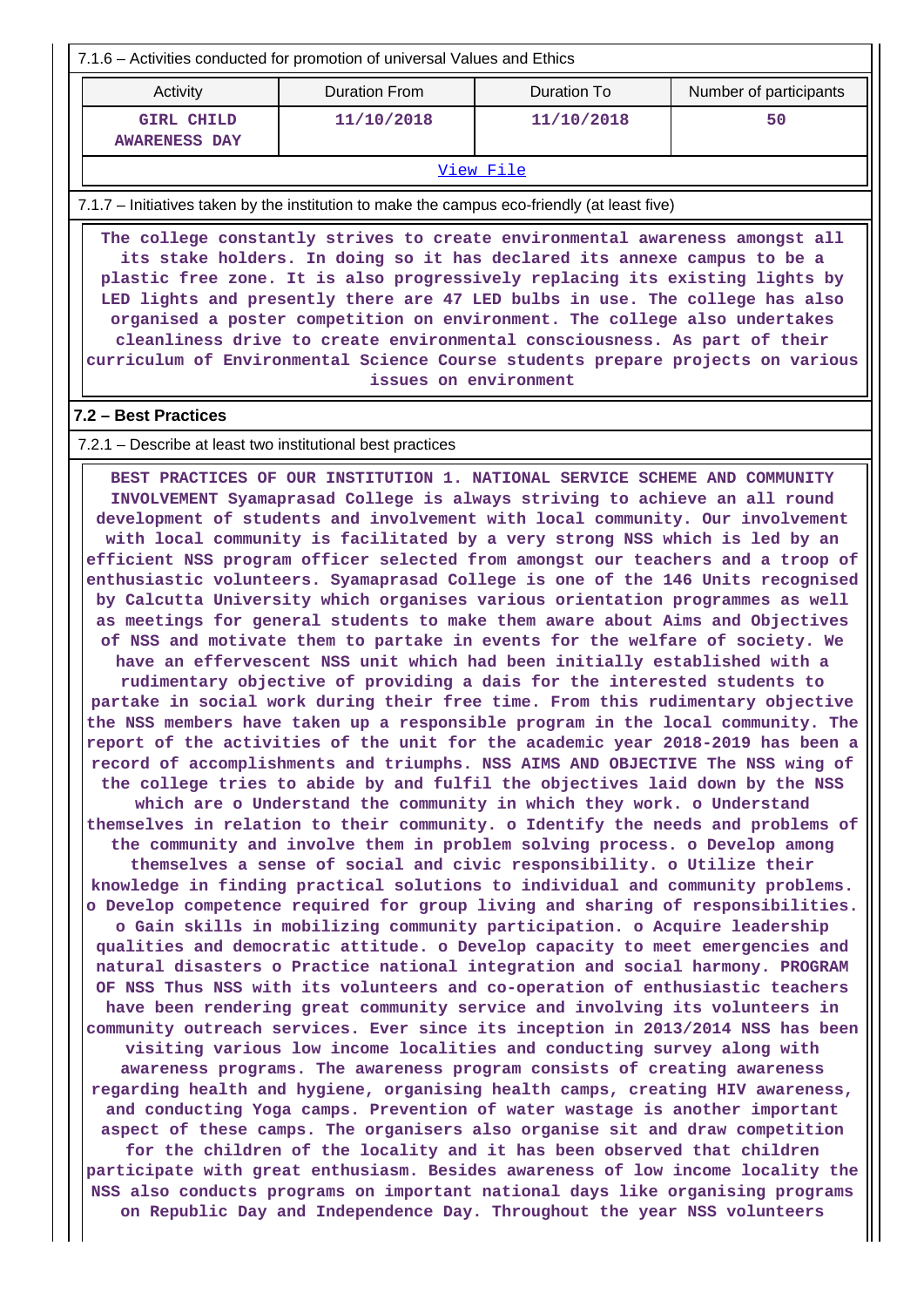7.1.6 – Activities conducted for promotion of universal Values and Ethics

| Activity | Duration From | Duration To | Number of participants |
|---|---|---|---|
| GIRL CHILD AWARENESS DAY | 11/10/2018 | 11/10/2018 | 50 |

View File

7.1.7 – Initiatives taken by the institution to make the campus eco-friendly (at least five)

The college constantly strives to create environmental awareness amongst all its stake holders. In doing so it has declared its annexe campus to be a plastic free zone. It is also progressively replacing its existing lights by LED lights and presently there are 47 LED bulbs in use. The college has also organised a poster competition on environment. The college also undertakes cleanliness drive to create environmental consciousness. As part of their curriculum of Environmental Science Course students prepare projects on various issues on environment

### 7.2 – Best Practices

7.2.1 – Describe at least two institutional best practices

BEST PRACTICES OF OUR INSTITUTION 1. NATIONAL SERVICE SCHEME AND COMMUNITY INVOLVEMENT Syamaprasad College is always striving to achieve an all round development of students and involvement with local community. Our involvement with local community is facilitated by a very strong NSS which is led by an efficient NSS program officer selected from amongst our teachers and a troop of enthusiastic volunteers. Syamaprasad College is one of the 146 Units recognised by Calcutta University which organises various orientation programmes as well as meetings for general students to make them aware about Aims and Objectives of NSS and motivate them to partake in events for the welfare of society. We have an effervescent NSS unit which had been initially established with a rudimentary objective of providing a dais for the interested students to partake in social work during their free time. From this rudimentary objective the NSS members have taken up a responsible program in the local community. The report of the activities of the unit for the academic year 2018-2019 has been a record of accomplishments and triumphs. NSS AIMS AND OBJECTIVE The NSS wing of the college tries to abide by and fulfil the objectives laid down by the NSS which are o Understand the community in which they work. o Understand themselves in relation to their community. o Identify the needs and problems of the community and involve them in problem solving process. o Develop among themselves a sense of social and civic responsibility. o Utilize their knowledge in finding practical solutions to individual and community problems. o Develop competence required for group living and sharing of responsibilities. o Gain skills in mobilizing community participation. o Acquire leadership qualities and democratic attitude. o Develop capacity to meet emergencies and natural disasters o Practice national integration and social harmony. PROGRAM OF NSS Thus NSS with its volunteers and co-operation of enthusiastic teachers have been rendering great community service and involving its volunteers in community outreach services. Ever since its inception in 2013/2014 NSS has been visiting various low income localities and conducting survey along with awareness programs. The awareness program consists of creating awareness regarding health and hygiene, organising health camps, creating HIV awareness, and conducting Yoga camps. Prevention of water wastage is another important aspect of these camps. The organisers also organise sit and draw competition for the children of the locality and it has been observed that children participate with great enthusiasm. Besides awareness of low income locality the NSS also conducts programs on important national days like organising programs on Republic Day and Independence Day. Throughout the year NSS volunteers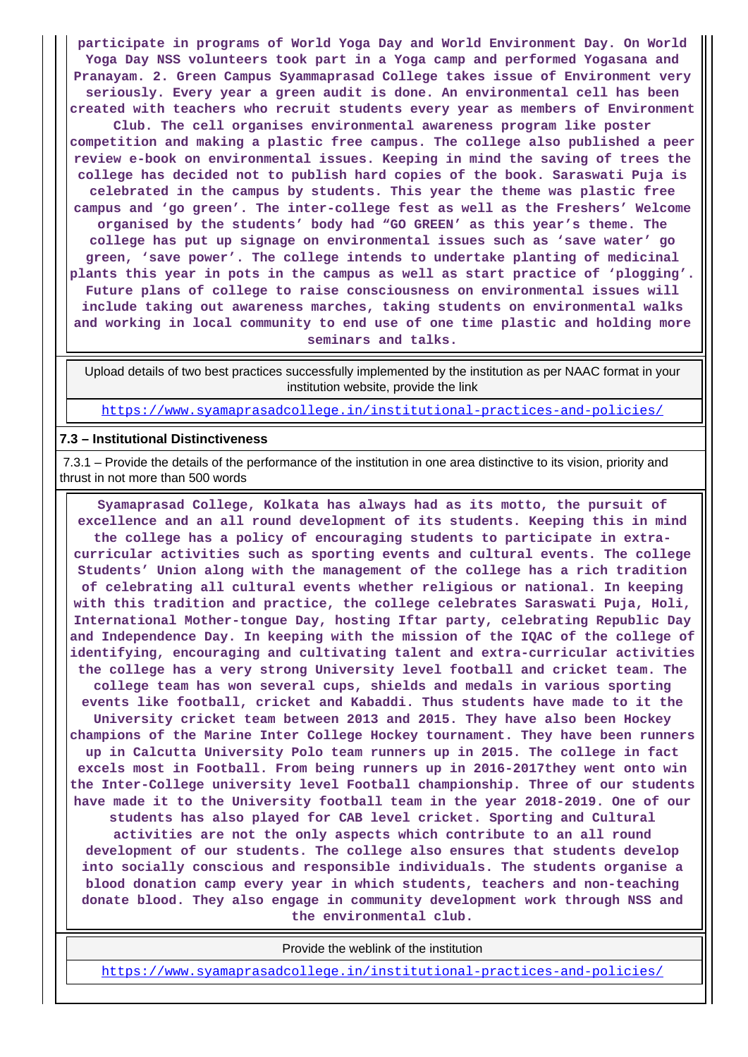participate in programs of World Yoga Day and World Environment Day. On World Yoga Day NSS volunteers took part in a Yoga camp and performed Yogasana and Pranayam. 2. Green Campus Syammaprasad College takes issue of Environment very seriously. Every year a green audit is done. An environmental cell has been created with teachers who recruit students every year as members of Environment Club. The cell organises environmental awareness program like poster competition and making a plastic free campus. The college also published a peer review e-book on environmental issues. Keeping in mind the saving of trees the college has decided not to publish hard copies of the book. Saraswati Puja is celebrated in the campus by students. This year the theme was plastic free campus and 'go green'. The inter-college fest as well as the Freshers' Welcome organised by the students' body had "GO GREEN' as this year's theme. The college has put up signage on environmental issues such as 'save water' go green, 'save power'. The college intends to undertake planting of medicinal plants this year in pots in the campus as well as start practice of 'plogging'. Future plans of college to raise consciousness on environmental issues will include taking out awareness marches, taking students on environmental walks and working in local community to end use of one time plastic and holding more seminars and talks.

| Upload details of two best practices successfully implemented by the institution as per NAAC format in your institution website, provide the link |
|---|
| https://www.syamaprasadcollege.in/institutional-practices-and-policies/ |

**7.3 – Institutional Distinctiveness**

7.3.1 – Provide the details of the performance of the institution in one area distinctive to its vision, priority and thrust in not more than 500 words

Syamaprasad College, Kolkata has always had as its motto, the pursuit of excellence and an all round development of its students. Keeping this in mind the college has a policy of encouraging students to participate in extra-curricular activities such as sporting events and cultural events. The college Students' Union along with the management of the college has a rich tradition of celebrating all cultural events whether religious or national. In keeping with this tradition and practice, the college celebrates Saraswati Puja, Holi, International Mother-tongue Day, hosting Iftar party, celebrating Republic Day and Independence Day. In keeping with the mission of the IQAC of the college of identifying, encouraging and cultivating talent and extra-curricular activities the college has a very strong University level football and cricket team. The college team has won several cups, shields and medals in various sporting events like football, cricket and Kabaddi. Thus students have made to it the University cricket team between 2013 and 2015. They have also been Hockey champions of the Marine Inter College Hockey tournament. They have been runners up in Calcutta University Polo team runners up in 2015. The college in fact excels most in Football. From being runners up in 2016-2017they went onto win the Inter-College university level Football championship. Three of our students have made it to the University football team in the year 2018-2019. One of our students has also played for CAB level cricket. Sporting and Cultural activities are not the only aspects which contribute to an all round development of our students. The college also ensures that students develop into socially conscious and responsible individuals. The students organise a blood donation camp every year in which students, teachers and non-teaching donate blood. They also engage in community development work through NSS and the environmental club.

| Provide the weblink of the institution |
|---|
| https://www.syamaprasadcollege.in/institutional-practices-and-policies/ |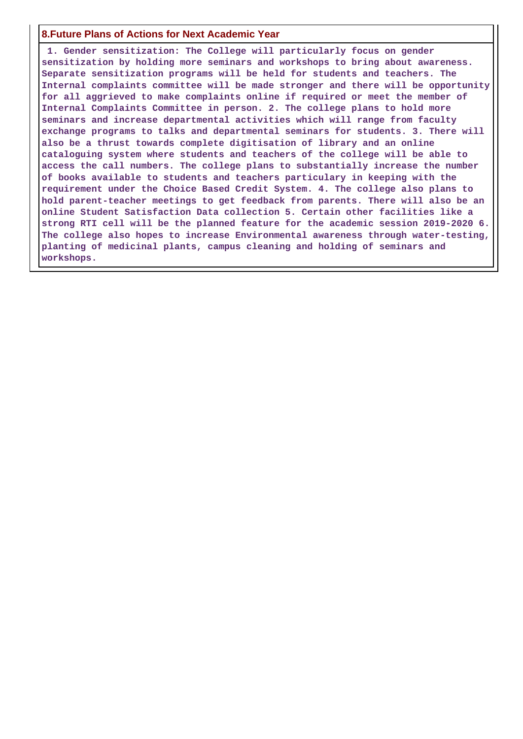## 8.Future Plans of Actions for Next Academic Year

**1. Gender sensitization: The College will particularly focus on gender sensitization by holding more seminars and workshops to bring about awareness. Separate sensitization programs will be held for students and teachers. The Internal complaints committee will be made stronger and there will be opportunity for all aggrieved to make complaints online if required or meet the member of Internal Complaints Committee in person. 2. The college plans to hold more seminars and increase departmental activities which will range from faculty exchange programs to talks and departmental seminars for students. 3. There will also be a thrust towards complete digitisation of library and an online cataloguing system where students and teachers of the college will be able to access the call numbers. The college plans to substantially increase the number of books available to students and teachers particulary in keeping with the requirement under the Choice Based Credit System. 4. The college also plans to hold parent-teacher meetings to get feedback from parents. There will also be an online Student Satisfaction Data collection 5. Certain other facilities like a strong RTI cell will be the planned feature for the academic session 2019-2020 6. The college also hopes to increase Environmental awareness through water-testing, planting of medicinal plants, campus cleaning and holding of seminars and workshops.**